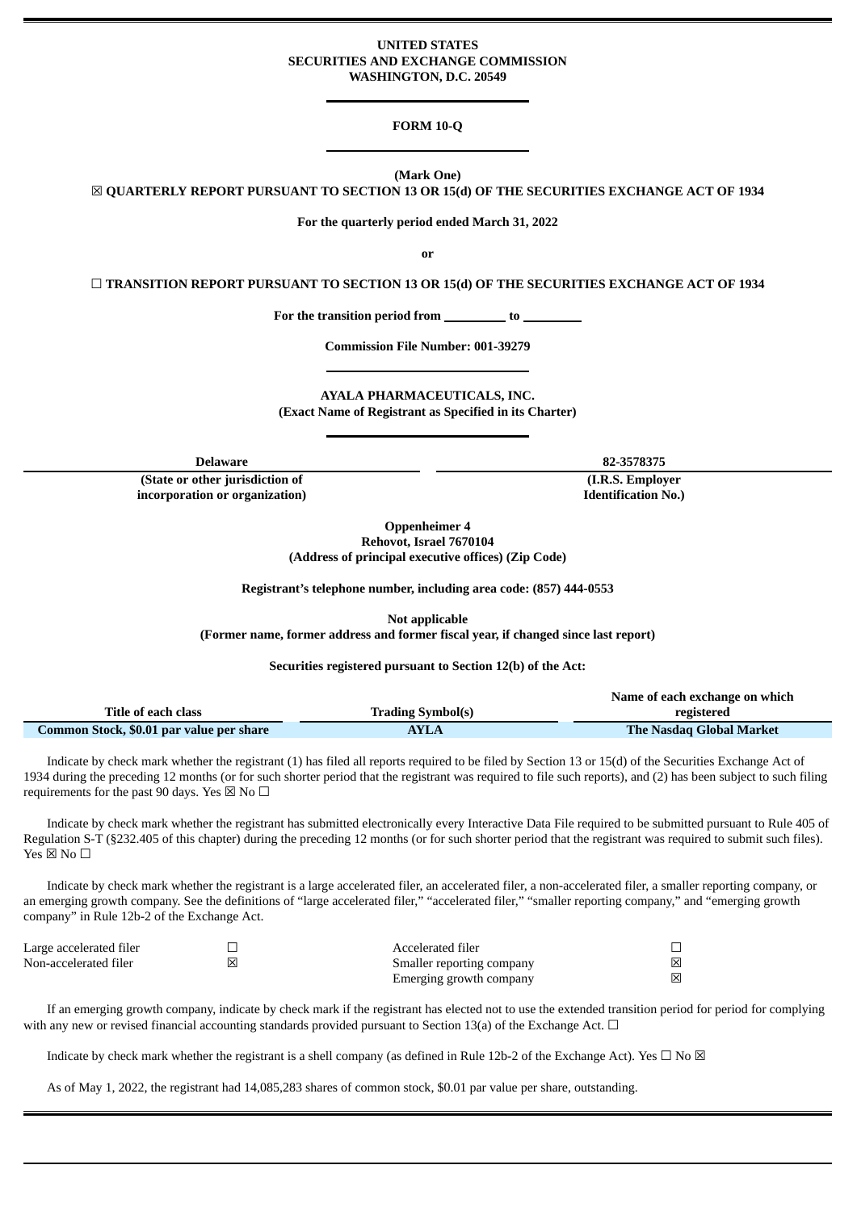**UNITED STATES**
**SECURITIES AND EXCHANGE COMMISSION**
**WASHINGTON, D.C. 20549**

**FORM 10-Q**

**(Mark One)**

☒ **QUARTERLY REPORT PURSUANT TO SECTION 13 OR 15(d) OF THE SECURITIES EXCHANGE ACT OF 1934**

**For the quarterly period ended March 31, 2022**

**or**

☐ **TRANSITION REPORT PURSUANT TO SECTION 13 OR 15(d) OF THE SECURITIES EXCHANGE ACT OF 1934**

**For the transition period from \_\_\_\_\_\_\_\_\_ to \_\_\_\_\_\_\_\_\_**

**Commission File Number: 001-39279**

**AYALA PHARMACEUTICALS, INC.**
**(Exact Name of Registrant as Specified in its Charter)**

| | |
|---|---|
| **Delaware** | **82-3578375** |
| **(State or other jurisdiction of incorporation or organization)** | **(I.R.S. Employer Identification No.)** |

**Oppenheimer 4**
**Rehovot, Israel 7670104**
**(Address of principal executive offices) (Zip Code)**

**Registrant's telephone number, including area code: (857) 444-0553**

**Not applicable**
**(Former name, former address and former fiscal year, if changed since last report)**

**Securities registered pursuant to Section 12(b) of the Act:**

| Title of each class | Trading Symbol(s) | Name of each exchange on which registered |
|---|---|---|
| **Common Stock, $0.01 par value per share** | **AYLA** | **The Nasdaq Global Market** |

Indicate by check mark whether the registrant (1) has filed all reports required to be filed by Section 13 or 15(d) of the Securities Exchange Act of 1934 during the preceding 12 months (or for such shorter period that the registrant was required to file such reports), and (2) has been subject to such filing requirements for the past 90 days. Yes ☒ No ☐

Indicate by check mark whether the registrant has submitted electronically every Interactive Data File required to be submitted pursuant to Rule 405 of Regulation S-T (§232.405 of this chapter) during the preceding 12 months (or for such shorter period that the registrant was required to submit such files). Yes ☒ No ☐

Indicate by check mark whether the registrant is a large accelerated filer, an accelerated filer, a non-accelerated filer, a smaller reporting company, or an emerging growth company. See the definitions of "large accelerated filer," "accelerated filer," "smaller reporting company," and "emerging growth company" in Rule 12b-2 of the Exchange Act.

| | | | |
|---|---|---|---|
| Large accelerated filer | ☐ | Accelerated filer | ☐ |
| Non-accelerated filer | ☒ | Smaller reporting company | ☒ |
| | | Emerging growth company | ☒ |

If an emerging growth company, indicate by check mark if the registrant has elected not to use the extended transition period for period for complying with any new or revised financial accounting standards provided pursuant to Section 13(a) of the Exchange Act. ☐

Indicate by check mark whether the registrant is a shell company (as defined in Rule 12b-2 of the Exchange Act). Yes ☐ No ☒

As of May 1, 2022, the registrant had 14,085,283 shares of common stock, $0.01 par value per share, outstanding.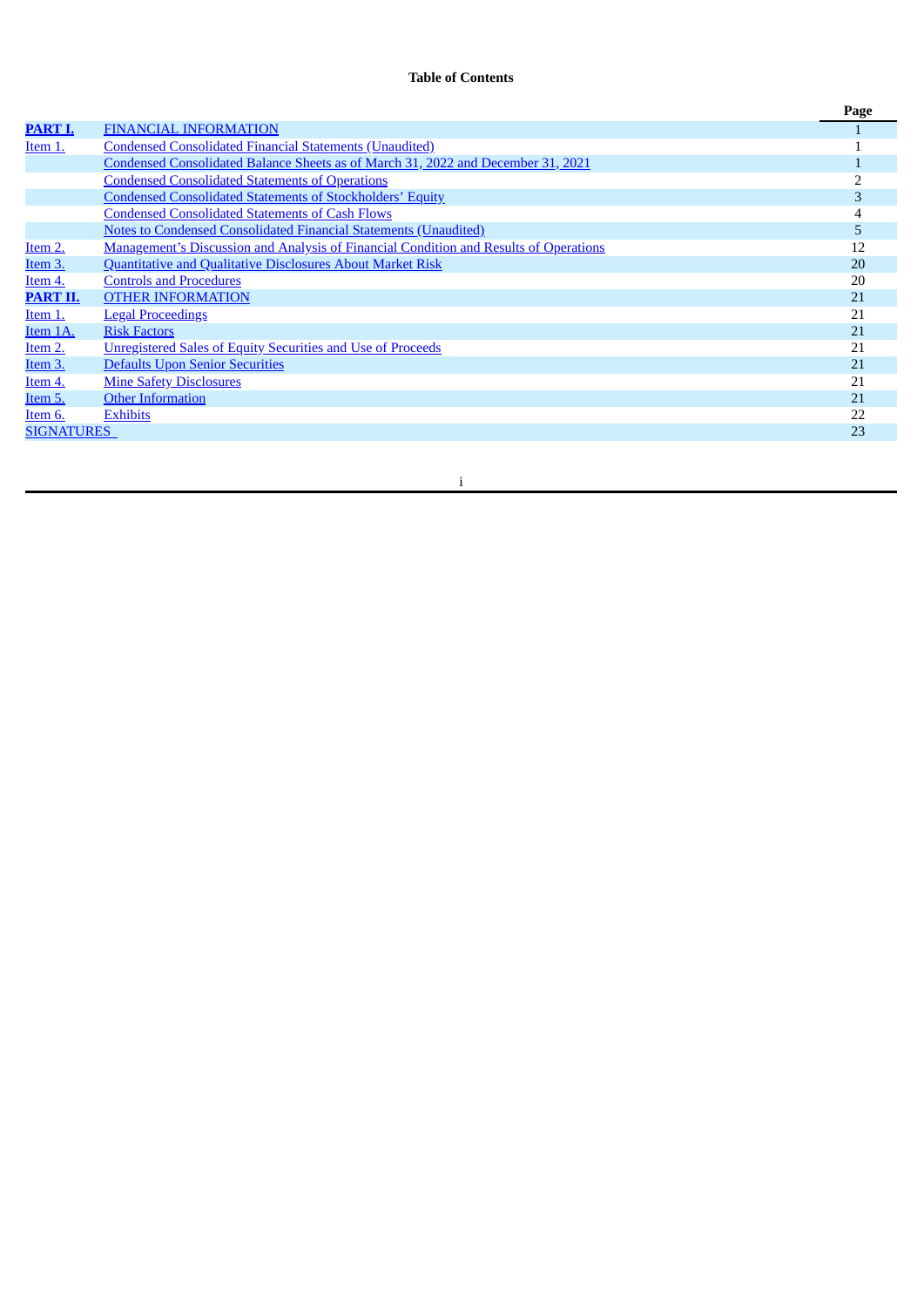**Table of Contents**

| | | Page |
|---|---|---|
| **PART I.** | FINANCIAL INFORMATION | 1 |
| Item 1. | Condensed Consolidated Financial Statements (Unaudited) | 1 |
| | Condensed Consolidated Balance Sheets as of March 31, 2022 and December 31, 2021 | 1 |
| | Condensed Consolidated Statements of Operations | 2 |
| | Condensed Consolidated Statements of Stockholders' Equity | 3 |
| | Condensed Consolidated Statements of Cash Flows | 4 |
| | Notes to Condensed Consolidated Financial Statements (Unaudited) | 5 |
| Item 2. | Management's Discussion and Analysis of Financial Condition and Results of Operations | 12 |
| Item 3. | Quantitative and Qualitative Disclosures About Market Risk | 20 |
| Item 4. | Controls and Procedures | 20 |
| **PART II.** | OTHER INFORMATION | 21 |
| Item 1. | Legal Proceedings | 21 |
| Item 1A. | Risk Factors | 21 |
| Item 2. | Unregistered Sales of Equity Securities and Use of Proceeds | 21 |
| Item 3. | Defaults Upon Senior Securities | 21 |
| Item 4. | Mine Safety Disclosures | 21 |
| Item 5. | Other Information | 21 |
| Item 6. | Exhibits | 22 |
| SIGNATURES | | 23 |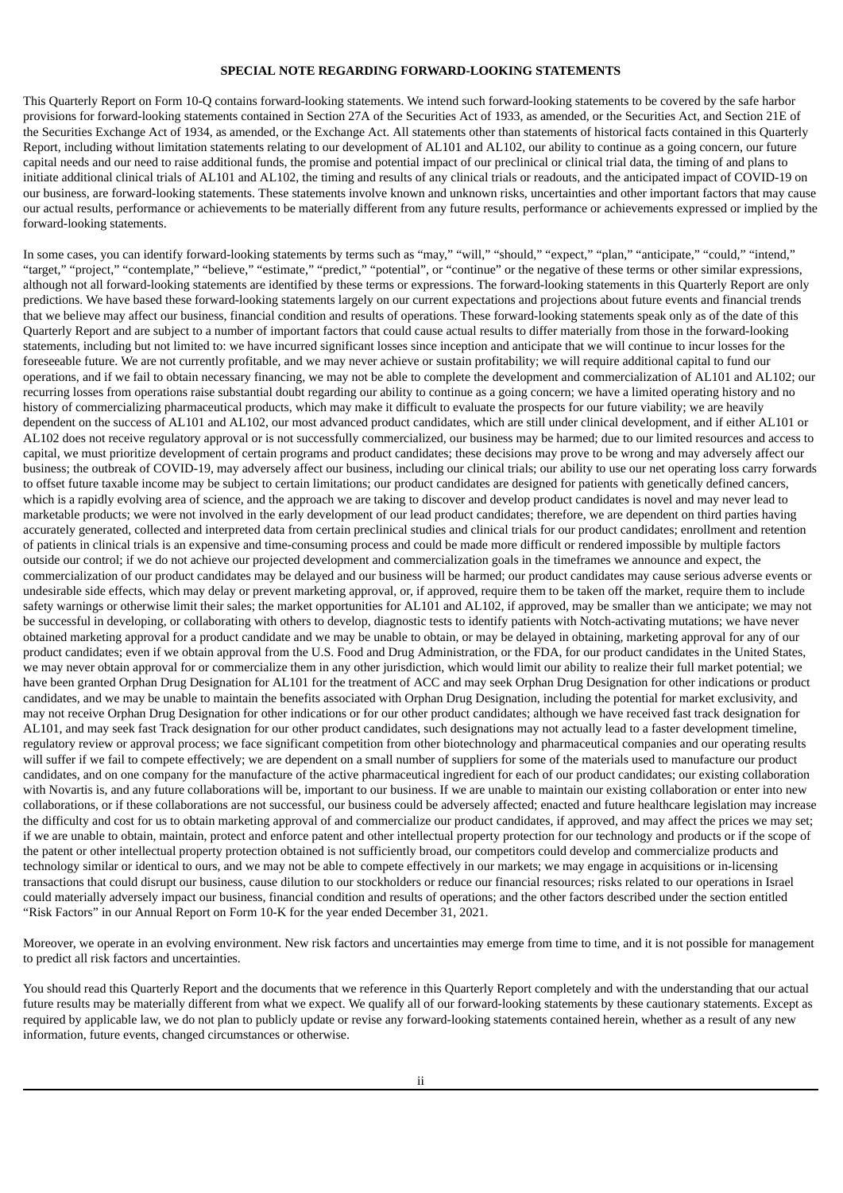**SPECIAL NOTE REGARDING FORWARD-LOOKING STATEMENTS**

This Quarterly Report on Form 10-Q contains forward-looking statements. We intend such forward-looking statements to be covered by the safe harbor provisions for forward-looking statements contained in Section 27A of the Securities Act of 1933, as amended, or the Securities Act, and Section 21E of the Securities Exchange Act of 1934, as amended, or the Exchange Act. All statements other than statements of historical facts contained in this Quarterly Report, including without limitation statements relating to our development of AL101 and AL102, our ability to continue as a going concern, our future capital needs and our need to raise additional funds, the promise and potential impact of our preclinical or clinical trial data, the timing of and plans to initiate additional clinical trials of AL101 and AL102, the timing and results of any clinical trials or readouts, and the anticipated impact of COVID-19 on our business, are forward-looking statements. These statements involve known and unknown risks, uncertainties and other important factors that may cause our actual results, performance or achievements to be materially different from any future results, performance or achievements expressed or implied by the forward-looking statements.

In some cases, you can identify forward-looking statements by terms such as "may," "will," "should," "expect," "plan," "anticipate," "could," "intend," "target," "project," "contemplate," "believe," "estimate," "predict," "potential", or "continue" or the negative of these terms or other similar expressions, although not all forward-looking statements are identified by these terms or expressions. The forward-looking statements in this Quarterly Report are only predictions. We have based these forward-looking statements largely on our current expectations and projections about future events and financial trends that we believe may affect our business, financial condition and results of operations. These forward-looking statements speak only as of the date of this Quarterly Report and are subject to a number of important factors that could cause actual results to differ materially from those in the forward-looking statements, including but not limited to: we have incurred significant losses since inception and anticipate that we will continue to incur losses for the foreseeable future. We are not currently profitable, and we may never achieve or sustain profitability; we will require additional capital to fund our operations, and if we fail to obtain necessary financing, we may not be able to complete the development and commercialization of AL101 and AL102; our recurring losses from operations raise substantial doubt regarding our ability to continue as a going concern; we have a limited operating history and no history of commercializing pharmaceutical products, which may make it difficult to evaluate the prospects for our future viability; we are heavily dependent on the success of AL101 and AL102, our most advanced product candidates, which are still under clinical development, and if either AL101 or AL102 does not receive regulatory approval or is not successfully commercialized, our business may be harmed; due to our limited resources and access to capital, we must prioritize development of certain programs and product candidates; these decisions may prove to be wrong and may adversely affect our business; the outbreak of COVID-19, may adversely affect our business, including our clinical trials; our ability to use our net operating loss carry forwards to offset future taxable income may be subject to certain limitations; our product candidates are designed for patients with genetically defined cancers, which is a rapidly evolving area of science, and the approach we are taking to discover and develop product candidates is novel and may never lead to marketable products; we were not involved in the early development of our lead product candidates; therefore, we are dependent on third parties having accurately generated, collected and interpreted data from certain preclinical studies and clinical trials for our product candidates; enrollment and retention of patients in clinical trials is an expensive and time-consuming process and could be made more difficult or rendered impossible by multiple factors outside our control; if we do not achieve our projected development and commercialization goals in the timeframes we announce and expect, the commercialization of our product candidates may be delayed and our business will be harmed; our product candidates may cause serious adverse events or undesirable side effects, which may delay or prevent marketing approval, or, if approved, require them to be taken off the market, require them to include safety warnings or otherwise limit their sales; the market opportunities for AL101 and AL102, if approved, may be smaller than we anticipate; we may not be successful in developing, or collaborating with others to develop, diagnostic tests to identify patients with Notch-activating mutations; we have never obtained marketing approval for a product candidate and we may be unable to obtain, or may be delayed in obtaining, marketing approval for any of our product candidates; even if we obtain approval from the U.S. Food and Drug Administration, or the FDA, for our product candidates in the United States, we may never obtain approval for or commercialize them in any other jurisdiction, which would limit our ability to realize their full market potential; we have been granted Orphan Drug Designation for AL101 for the treatment of ACC and may seek Orphan Drug Designation for other indications or product candidates, and we may be unable to maintain the benefits associated with Orphan Drug Designation, including the potential for market exclusivity, and may not receive Orphan Drug Designation for other indications or for our other product candidates; although we have received fast track designation for AL101, and may seek fast Track designation for our other product candidates, such designations may not actually lead to a faster development timeline, regulatory review or approval process; we face significant competition from other biotechnology and pharmaceutical companies and our operating results will suffer if we fail to compete effectively; we are dependent on a small number of suppliers for some of the materials used to manufacture our product candidates, and on one company for the manufacture of the active pharmaceutical ingredient for each of our product candidates; our existing collaboration with Novartis is, and any future collaborations will be, important to our business. If we are unable to maintain our existing collaboration or enter into new collaborations, or if these collaborations are not successful, our business could be adversely affected; enacted and future healthcare legislation may increase the difficulty and cost for us to obtain marketing approval of and commercialize our product candidates, if approved, and may affect the prices we may set; if we are unable to obtain, maintain, protect and enforce patent and other intellectual property protection for our technology and products or if the scope of the patent or other intellectual property protection obtained is not sufficiently broad, our competitors could develop and commercialize products and technology similar or identical to ours, and we may not be able to compete effectively in our markets; we may engage in acquisitions or in-licensing transactions that could disrupt our business, cause dilution to our stockholders or reduce our financial resources; risks related to our operations in Israel could materially adversely impact our business, financial condition and results of operations; and the other factors described under the section entitled "Risk Factors" in our Annual Report on Form 10-K for the year ended December 31, 2021.

Moreover, we operate in an evolving environment. New risk factors and uncertainties may emerge from time to time, and it is not possible for management to predict all risk factors and uncertainties.

You should read this Quarterly Report and the documents that we reference in this Quarterly Report completely and with the understanding that our actual future results may be materially different from what we expect. We qualify all of our forward-looking statements by these cautionary statements. Except as required by applicable law, we do not plan to publicly update or revise any forward-looking statements contained herein, whether as a result of any new information, future events, changed circumstances or otherwise.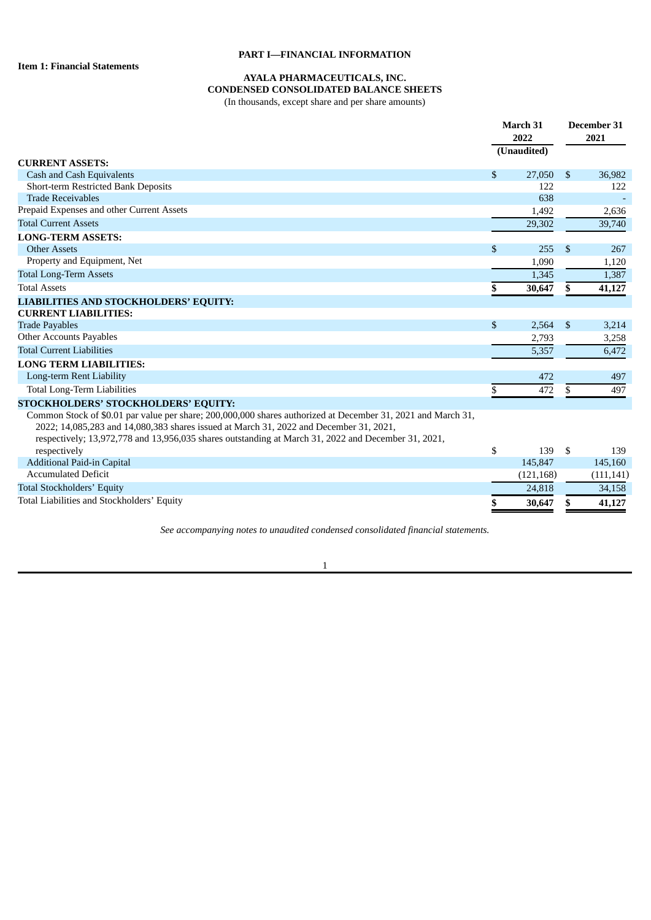# PART I—FINANCIAL INFORMATION

**Item 1: Financial Statements**

## AYALA PHARMACEUTICALS, INC.
## CONDENSED CONSOLIDATED BALANCE SHEETS

(In thousands, except share and per share amounts)

| | March 31 2022 (Unaudited) | December 31 2021 |
|---|---|---|
| **CURRENT ASSETS:** | | |
| Cash and Cash Equivalents | $ 27,050 | $ 36,982 |
| Short-term Restricted Bank Deposits | 122 | 122 |
| Trade Receivables | 638 | - |
| Prepaid Expenses and other Current Assets | 1,492 | 2,636 |
| Total Current Assets | 29,302 | 39,740 |
| **LONG-TERM ASSETS:** | | |
| Other Assets | $ 255 | $ 267 |
| Property and Equipment, Net | 1,090 | 1,120 |
| Total Long-Term Assets | 1,345 | 1,387 |
| Total Assets | **$ 30,647** | **$ 41,127** |
| **LIABILITIES AND STOCKHOLDERS' EQUITY:** | | |
| **CURRENT LIABILITIES:** | | |
| Trade Payables | $ 2,564 | $ 3,214 |
| Other Accounts Payables | 2,793 | 3,258 |
| Total Current Liabilities | 5,357 | 6,472 |
| **LONG TERM LIABILITIES:** | | |
| Long-term Rent Liability | 472 | 497 |
| Total Long-Term Liabilities | $ 472 | $ 497 |
| **STOCKHOLDERS' STOCKHOLDERS' EQUITY:** | | |
| Common Stock of $0.01 par value per share; 200,000,000 shares authorized at December 31, 2021 and March 31, 2022; 14,085,283 and 14,080,383 shares issued at March 31, 2022 and December 31, 2021, respectively; 13,972,778 and 13,956,035 shares outstanding at March 31, 2022 and December 31, 2021, respectively | $ 139 | $ 139 |
| Additional Paid-in Capital | 145,847 | 145,160 |
| Accumulated Deficit | (121,168) | (111,141) |
| Total Stockholders' Equity | 24,818 | 34,158 |
| Total Liabilities and Stockholders' Equity | **$ 30,647** | **$ 41,127** |

*See accompanying notes to unaudited condensed consolidated financial statements.*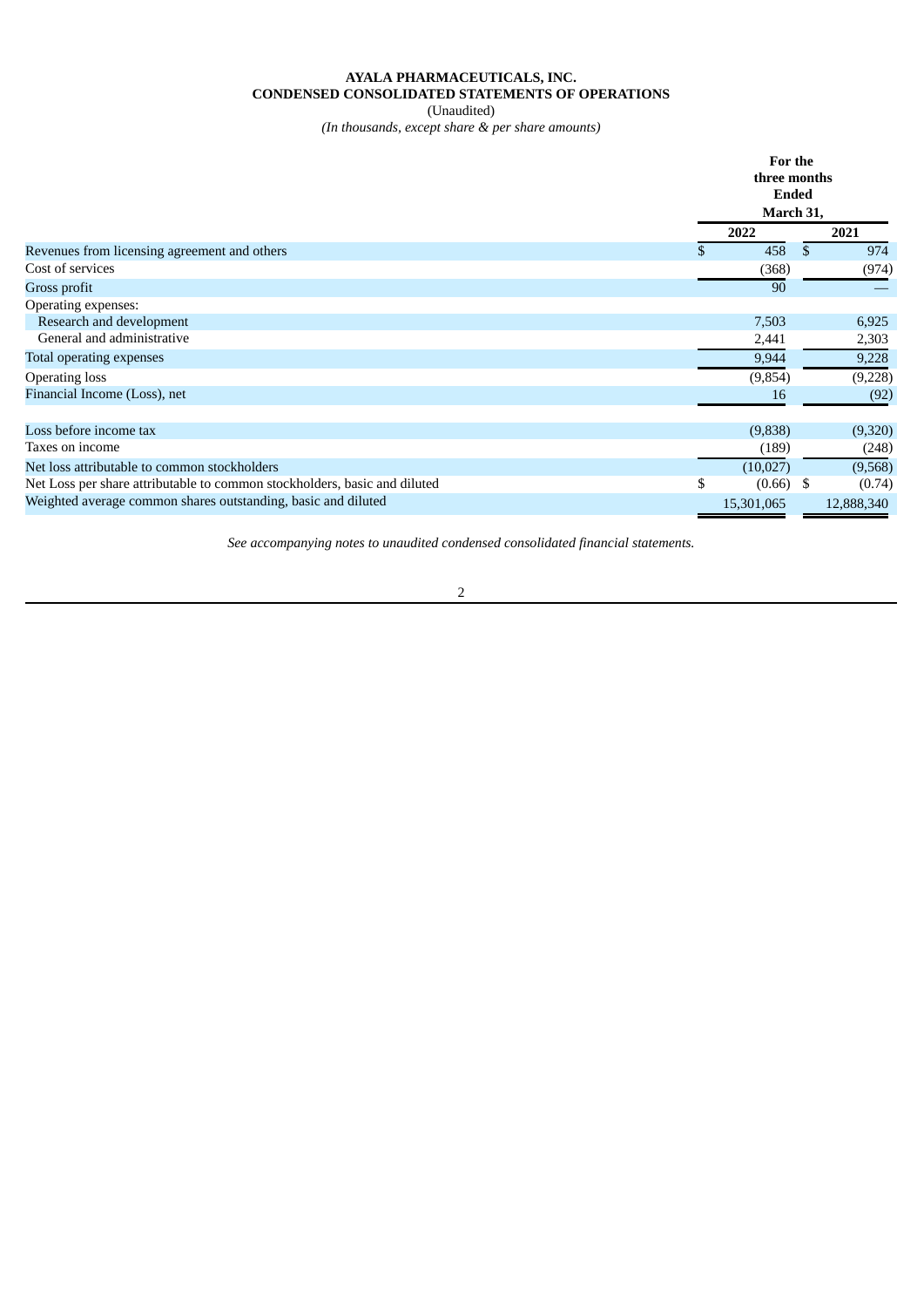**AYALA PHARMACEUTICALS, INC.**
**CONDENSED CONSOLIDATED STATEMENTS OF OPERATIONS**
(Unaudited)
*(In thousands, except share & per share amounts)*

| | For the three months Ended March 31, | |
|---|---|---|
| | 2022 | 2021 |
| Revenues from licensing agreement and others | $ 458 | $ 974 |
| Cost of services | (368) | (974) |
| Gross profit | 90 | — |
| Operating expenses: | | |
| Research and development | 7,503 | 6,925 |
| General and administrative | 2,441 | 2,303 |
| Total operating expenses | 9,944 | 9,228 |
| Operating loss | (9,854) | (9,228) |
| Financial Income (Loss), net | 16 | (92) |
| Loss before income tax | (9,838) | (9,320) |
| Taxes on income | (189) | (248) |
| Net loss attributable to common stockholders | (10,027) | (9,568) |
| Net Loss per share attributable to common stockholders, basic and diluted | $ (0.66) | $ (0.74) |
| Weighted average common shares outstanding, basic and diluted | 15,301,065 | 12,888,340 |

*See accompanying notes to unaudited condensed consolidated financial statements.*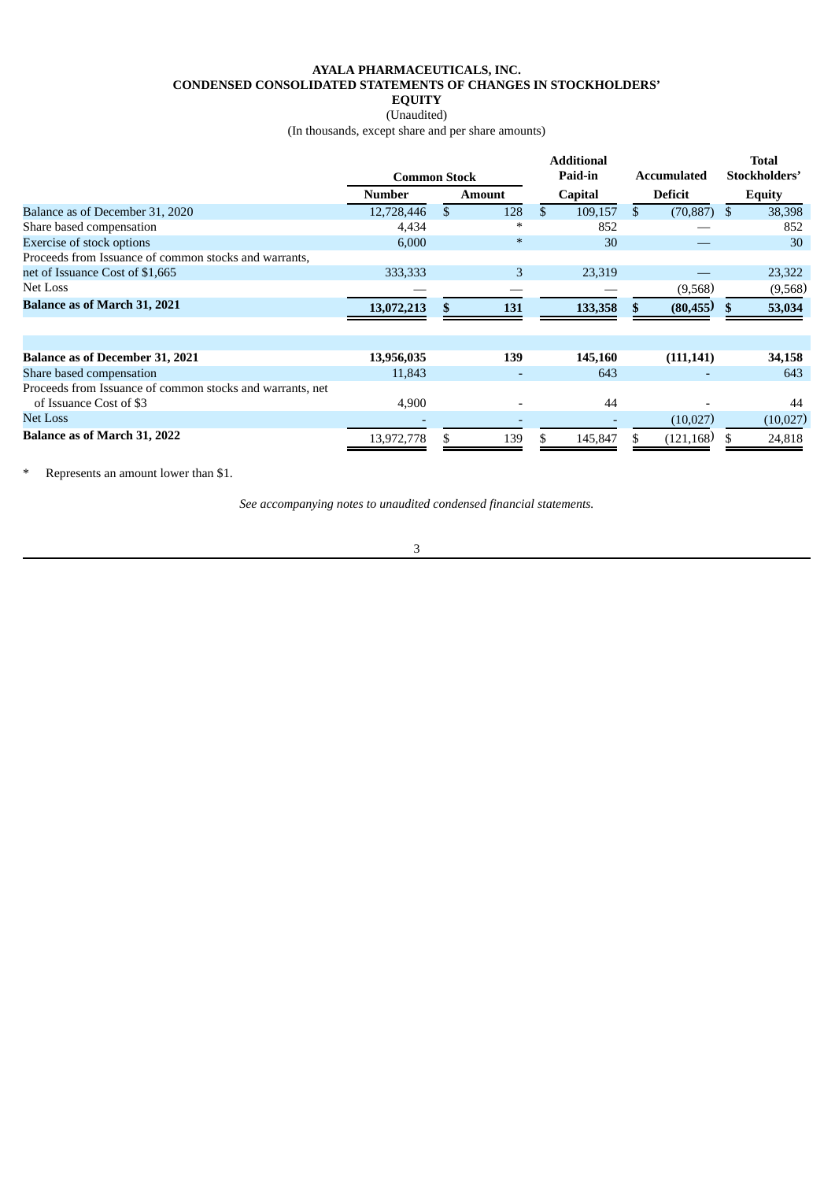**AYALA PHARMACEUTICALS, INC.**
**CONDENSED CONSOLIDATED STATEMENTS OF CHANGES IN STOCKHOLDERS' EQUITY**
(Unaudited)
(In thousands, except share and per share amounts)

| | Common Stock | | Additional Paid-in | Accumulated | Total Stockholders' |
|---|---|---|---|---|---|
| | Number | Amount | Capital | Deficit | Equity |
| Balance as of December 31, 2020 | 12,728,446 | $ 128 | $ 109,157 | $ (70,887) | $ 38,398 |
| Share based compensation | 4,434 | * | 852 | — | 852 |
| Exercise of stock options | 6,000 | * | 30 | — | 30 |
| Proceeds from Issuance of common stocks and warrants, net of Issuance Cost of $1,665 | 333,333 | 3 | 23,319 | — | 23,322 |
| Net Loss | — | — | — | (9,568) | (9,568) |
| **Balance as of March 31, 2021** | **13,072,213** | **$ 131** | **133,358** | **$ (80,455)** | **$ 53,034** |
| | | | | | |
| **Balance as of December 31, 2021** | **13,956,035** | **139** | **145,160** | **(111,141)** | **34,158** |
| Share based compensation | 11,843 | - | 643 | - | 643 |
| Proceeds from Issuance of common stocks and warrants, net of Issuance Cost of $3 | 4,900 | - | 44 | - | 44 |
| Net Loss | - | - | - | (10,027) | (10,027) |
| **Balance as of March 31, 2022** | 13,972,778 | $ 139 | $ 145,847 | $ (121,168) | $ 24,818 |

\* Represents an amount lower than $1.

*See accompanying notes to unaudited condensed financial statements.*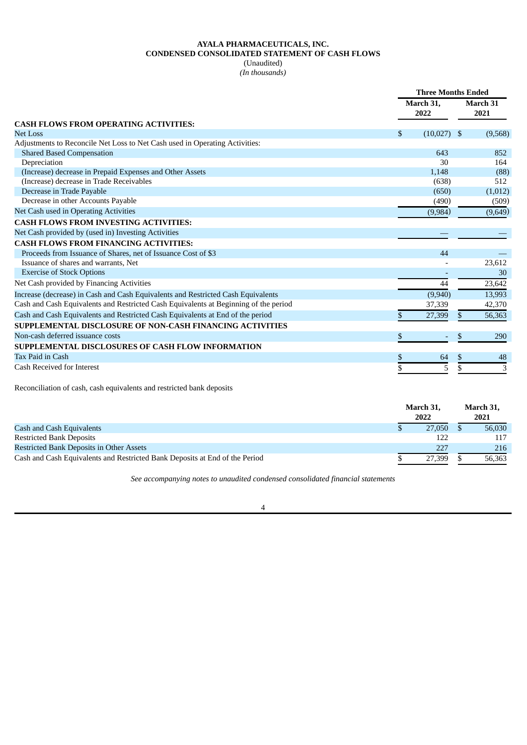# AYALA PHARMACEUTICALS, INC.
## CONDENSED CONSOLIDATED STATEMENT OF CASH FLOWS
(Unaudited)
*(In thousands)*

| | Three Months Ended | |
|---|---|---|
| | March 31, 2022 | March 31 2021 |
| **CASH FLOWS FROM OPERATING ACTIVITIES:** | | |
| Net Loss | $ (10,027) | $ (9,568) |
| Adjustments to Reconcile Net Loss to Net Cash used in Operating Activities: | | |
| Shared Based Compensation | 643 | 852 |
| Depreciation | 30 | 164 |
| (Increase) decrease in Prepaid Expenses and Other Assets | 1,148 | (88) |
| (Increase) decrease in Trade Receivables | (638) | 512 |
| Decrease in Trade Payable | (650) | (1,012) |
| Decrease in other Accounts Payable | (490) | (509) |
| Net Cash used in Operating Activities | (9,984) | (9,649) |
| **CASH FLOWS FROM INVESTING ACTIVITIES:** | | |
| Net Cash provided by (used in) Investing Activities | — | — |
| **CASH FLOWS FROM FINANCING ACTIVITIES:** | | |
| Proceeds from Issuance of Shares, net of Issuance Cost of $3 | 44 | — |
| Issuance of shares and warrants, Net | - | 23,612 |
| Exercise of Stock Options | - | 30 |
| Net Cash provided by Financing Activities | 44 | 23,642 |
| Increase (decrease) in Cash and Cash Equivalents and Restricted Cash Equivalents | (9,940) | 13,993 |
| Cash and Cash Equivalents and Restricted Cash Equivalents at Beginning of the period | 37,339 | 42,370 |
| Cash and Cash Equivalents and Restricted Cash Equivalents at End of the period | $ 27,399 | $ 56,363 |
| **SUPPLEMENTAL DISCLOSURE OF NON-CASH FINANCING ACTIVITIES** | | |
| Non-cash deferred issuance costs | $ - | $ 290 |
| **SUPPLEMENTAL DISCLOSURES OF CASH FLOW INFORMATION** | | |
| Tax Paid in Cash | $ 64 | $ 48 |
| Cash Received for Interest | $ 5 | $ 3 |

Reconciliation of cash, cash equivalents and restricted bank deposits

| | March 31, 2022 | March 31, 2021 |
|---|---|---|
| Cash and Cash Equivalents | $ 27,050 | $ 56,030 |
| Restricted Bank Deposits | 122 | 117 |
| Restricted Bank Deposits in Other Assets | 227 | 216 |
| Cash and Cash Equivalents and Restricted Bank Deposits at End of the Period | $ 27,399 | $ 56,363 |

*See accompanying notes to unaudited condensed consolidated financial statements*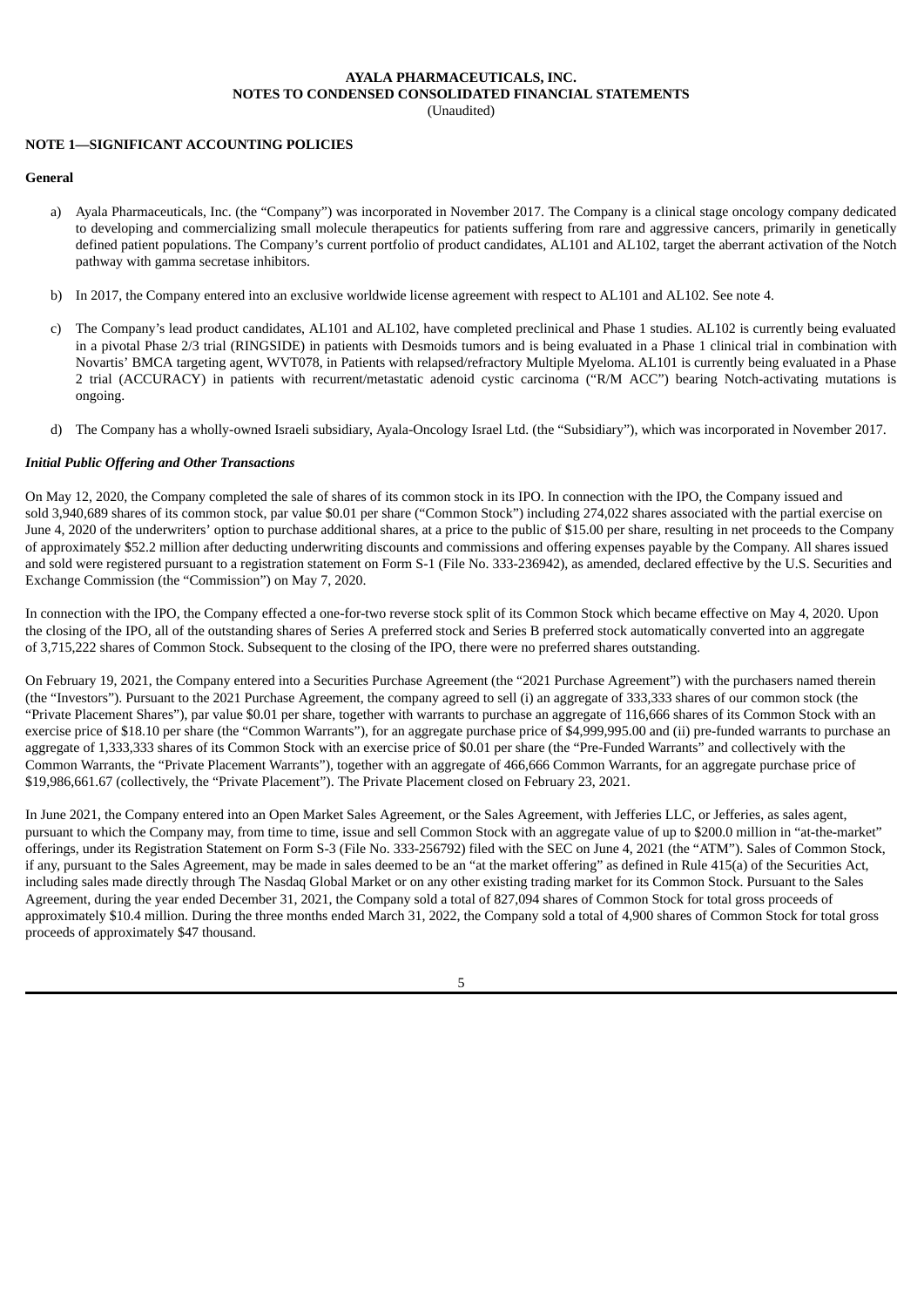**AYALA PHARMACEUTICALS, INC.**
**NOTES TO CONDENSED CONSOLIDATED FINANCIAL STATEMENTS**
(Unaudited)

**NOTE 1—SIGNIFICANT ACCOUNTING POLICIES**

**General**

a) Ayala Pharmaceuticals, Inc. (the "Company") was incorporated in November 2017. The Company is a clinical stage oncology company dedicated to developing and commercializing small molecule therapeutics for patients suffering from rare and aggressive cancers, primarily in genetically defined patient populations. The Company's current portfolio of product candidates, AL101 and AL102, target the aberrant activation of the Notch pathway with gamma secretase inhibitors.

b) In 2017, the Company entered into an exclusive worldwide license agreement with respect to AL101 and AL102. See note 4.

c) The Company's lead product candidates, AL101 and AL102, have completed preclinical and Phase 1 studies. AL102 is currently being evaluated in a pivotal Phase 2/3 trial (RINGSIDE) in patients with Desmoids tumors and is being evaluated in a Phase 1 clinical trial in combination with Novartis' BMCA targeting agent, WVT078, in Patients with relapsed/refractory Multiple Myeloma. AL101 is currently being evaluated in a Phase 2 trial (ACCURACY) in patients with recurrent/metastatic adenoid cystic carcinoma ("R/M ACC") bearing Notch-activating mutations is ongoing.

d) The Company has a wholly-owned Israeli subsidiary, Ayala-Oncology Israel Ltd. (the "Subsidiary"), which was incorporated in November 2017.

***Initial Public Offering and Other Transactions***

On May 12, 2020, the Company completed the sale of shares of its common stock in its IPO. In connection with the IPO, the Company issued and sold 3,940,689 shares of its common stock, par value $0.01 per share ("Common Stock") including 274,022 shares associated with the partial exercise on June 4, 2020 of the underwriters' option to purchase additional shares, at a price to the public of $15.00 per share, resulting in net proceeds to the Company of approximately $52.2 million after deducting underwriting discounts and commissions and offering expenses payable by the Company. All shares issued and sold were registered pursuant to a registration statement on Form S-1 (File No. 333-236942), as amended, declared effective by the U.S. Securities and Exchange Commission (the "Commission") on May 7, 2020.

In connection with the IPO, the Company effected a one-for-two reverse stock split of its Common Stock which became effective on May 4, 2020. Upon the closing of the IPO, all of the outstanding shares of Series A preferred stock and Series B preferred stock automatically converted into an aggregate of 3,715,222 shares of Common Stock. Subsequent to the closing of the IPO, there were no preferred shares outstanding.

On February 19, 2021, the Company entered into a Securities Purchase Agreement (the "2021 Purchase Agreement") with the purchasers named therein (the "Investors"). Pursuant to the 2021 Purchase Agreement, the company agreed to sell (i) an aggregate of 333,333 shares of our common stock (the "Private Placement Shares"), par value $0.01 per share, together with warrants to purchase an aggregate of 116,666 shares of its Common Stock with an exercise price of $18.10 per share (the "Common Warrants"), for an aggregate purchase price of $4,999,995.00 and (ii) pre-funded warrants to purchase an aggregate of 1,333,333 shares of its Common Stock with an exercise price of $0.01 per share (the "Pre-Funded Warrants" and collectively with the Common Warrants, the "Private Placement Warrants"), together with an aggregate of 466,666 Common Warrants, for an aggregate purchase price of $19,986,661.67 (collectively, the "Private Placement"). The Private Placement closed on February 23, 2021.

In June 2021, the Company entered into an Open Market Sales Agreement, or the Sales Agreement, with Jefferies LLC, or Jefferies, as sales agent, pursuant to which the Company may, from time to time, issue and sell Common Stock with an aggregate value of up to $200.0 million in "at-the-market" offerings, under its Registration Statement on Form S-3 (File No. 333-256792) filed with the SEC on June 4, 2021 (the "ATM"). Sales of Common Stock, if any, pursuant to the Sales Agreement, may be made in sales deemed to be an "at the market offering" as defined in Rule 415(a) of the Securities Act, including sales made directly through The Nasdaq Global Market or on any other existing trading market for its Common Stock. Pursuant to the Sales Agreement, during the year ended December 31, 2021, the Company sold a total of 827,094 shares of Common Stock for total gross proceeds of approximately $10.4 million. During the three months ended March 31, 2022, the Company sold a total of 4,900 shares of Common Stock for total gross proceeds of approximately $47 thousand.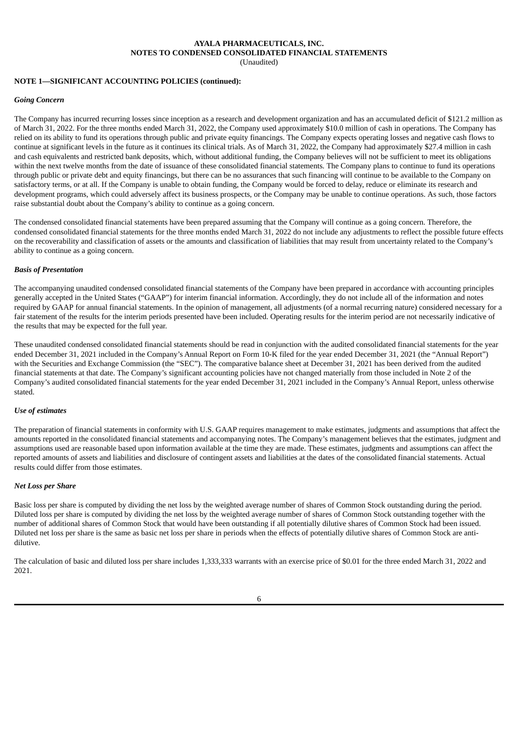**AYALA PHARMACEUTICALS, INC.**
**NOTES TO CONDENSED CONSOLIDATED FINANCIAL STATEMENTS**
(Unaudited)

**NOTE 1—SIGNIFICANT ACCOUNTING POLICIES (continued):**

***Going Concern***

The Company has incurred recurring losses since inception as a research and development organization and has an accumulated deficit of $121.2 million as of March 31, 2022. For the three months ended March 31, 2022, the Company used approximately $10.0 million of cash in operations. The Company has relied on its ability to fund its operations through public and private equity financings. The Company expects operating losses and negative cash flows to continue at significant levels in the future as it continues its clinical trials. As of March 31, 2022, the Company had approximately $27.4 million in cash and cash equivalents and restricted bank deposits, which, without additional funding, the Company believes will not be sufficient to meet its obligations within the next twelve months from the date of issuance of these consolidated financial statements. The Company plans to continue to fund its operations through public or private debt and equity financings, but there can be no assurances that such financing will continue to be available to the Company on satisfactory terms, or at all. If the Company is unable to obtain funding, the Company would be forced to delay, reduce or eliminate its research and development programs, which could adversely affect its business prospects, or the Company may be unable to continue operations. As such, those factors raise substantial doubt about the Company's ability to continue as a going concern.

The condensed consolidated financial statements have been prepared assuming that the Company will continue as a going concern. Therefore, the condensed consolidated financial statements for the three months ended March 31, 2022 do not include any adjustments to reflect the possible future effects on the recoverability and classification of assets or the amounts and classification of liabilities that may result from uncertainty related to the Company's ability to continue as a going concern.

***Basis of Presentation***

The accompanying unaudited condensed consolidated financial statements of the Company have been prepared in accordance with accounting principles generally accepted in the United States ("GAAP") for interim financial information. Accordingly, they do not include all of the information and notes required by GAAP for annual financial statements. In the opinion of management, all adjustments (of a normal recurring nature) considered necessary for a fair statement of the results for the interim periods presented have been included. Operating results for the interim period are not necessarily indicative of the results that may be expected for the full year.

These unaudited condensed consolidated financial statements should be read in conjunction with the audited consolidated financial statements for the year ended December 31, 2021 included in the Company's Annual Report on Form 10-K filed for the year ended December 31, 2021 (the "Annual Report") with the Securities and Exchange Commission (the "SEC"). The comparative balance sheet at December 31, 2021 has been derived from the audited financial statements at that date. The Company's significant accounting policies have not changed materially from those included in Note 2 of the Company's audited consolidated financial statements for the year ended December 31, 2021 included in the Company's Annual Report, unless otherwise stated.

***Use of estimates***

The preparation of financial statements in conformity with U.S. GAAP requires management to make estimates, judgments and assumptions that affect the amounts reported in the consolidated financial statements and accompanying notes. The Company's management believes that the estimates, judgment and assumptions used are reasonable based upon information available at the time they are made. These estimates, judgments and assumptions can affect the reported amounts of assets and liabilities and disclosure of contingent assets and liabilities at the dates of the consolidated financial statements. Actual results could differ from those estimates.

***Net Loss per Share***

Basic loss per share is computed by dividing the net loss by the weighted average number of shares of Common Stock outstanding during the period. Diluted loss per share is computed by dividing the net loss by the weighted average number of shares of Common Stock outstanding together with the number of additional shares of Common Stock that would have been outstanding if all potentially dilutive shares of Common Stock had been issued. Diluted net loss per share is the same as basic net loss per share in periods when the effects of potentially dilutive shares of Common Stock are anti-dilutive.

The calculation of basic and diluted loss per share includes 1,333,333 warrants with an exercise price of $0.01 for the three ended March 31, 2022 and 2021.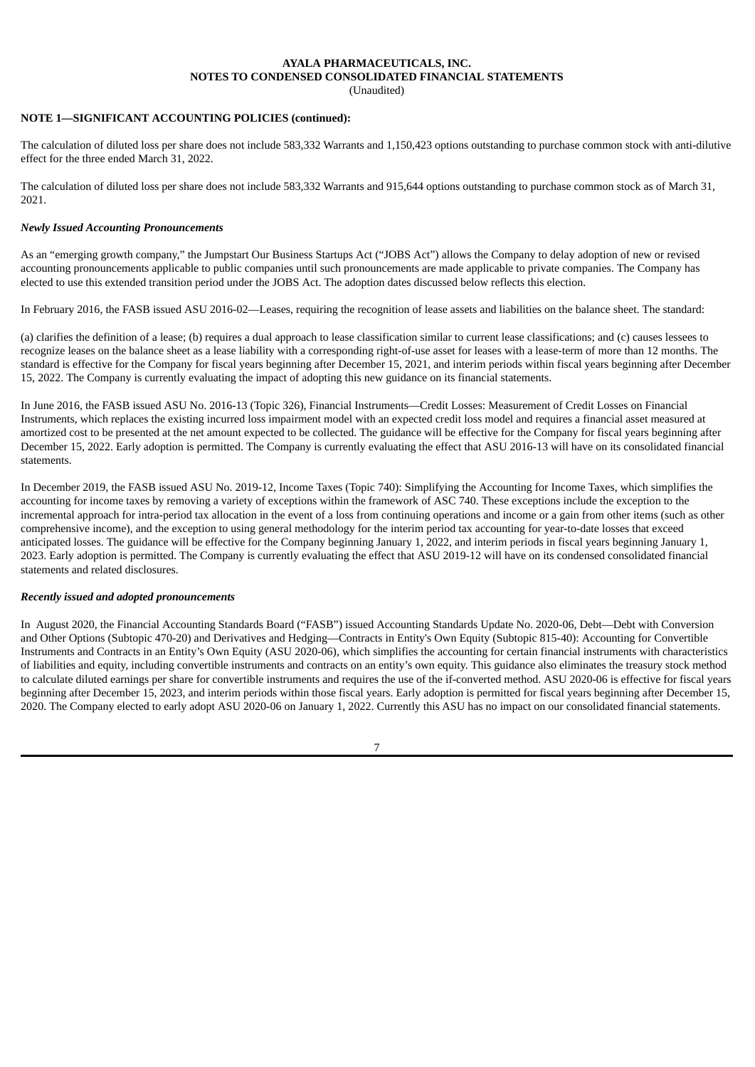**AYALA PHARMACEUTICALS, INC.**
**NOTES TO CONDENSED CONSOLIDATED FINANCIAL STATEMENTS**
(Unaudited)

**NOTE 1—SIGNIFICANT ACCOUNTING POLICIES (continued):**

The calculation of diluted loss per share does not include 583,332 Warrants and 1,150,423 options outstanding to purchase common stock with anti-dilutive effect for the three ended March 31, 2022.

The calculation of diluted loss per share does not include 583,332 Warrants and 915,644 options outstanding to purchase common stock as of March 31, 2021.

***Newly Issued Accounting Pronouncements***

As an "emerging growth company," the Jumpstart Our Business Startups Act ("JOBS Act") allows the Company to delay adoption of new or revised accounting pronouncements applicable to public companies until such pronouncements are made applicable to private companies. The Company has elected to use this extended transition period under the JOBS Act. The adoption dates discussed below reflects this election.

In February 2016, the FASB issued ASU 2016-02—Leases, requiring the recognition of lease assets and liabilities on the balance sheet. The standard:

(a) clarifies the definition of a lease; (b) requires a dual approach to lease classification similar to current lease classifications; and (c) causes lessees to recognize leases on the balance sheet as a lease liability with a corresponding right-of-use asset for leases with a lease-term of more than 12 months. The standard is effective for the Company for fiscal years beginning after December 15, 2021, and interim periods within fiscal years beginning after December 15, 2022. The Company is currently evaluating the impact of adopting this new guidance on its financial statements.

In June 2016, the FASB issued ASU No. 2016-13 (Topic 326), Financial Instruments—Credit Losses: Measurement of Credit Losses on Financial Instruments, which replaces the existing incurred loss impairment model with an expected credit loss model and requires a financial asset measured at amortized cost to be presented at the net amount expected to be collected. The guidance will be effective for the Company for fiscal years beginning after December 15, 2022. Early adoption is permitted. The Company is currently evaluating the effect that ASU 2016-13 will have on its consolidated financial statements.

In December 2019, the FASB issued ASU No. 2019-12, Income Taxes (Topic 740): Simplifying the Accounting for Income Taxes, which simplifies the accounting for income taxes by removing a variety of exceptions within the framework of ASC 740. These exceptions include the exception to the incremental approach for intra-period tax allocation in the event of a loss from continuing operations and income or a gain from other items (such as other comprehensive income), and the exception to using general methodology for the interim period tax accounting for year-to-date losses that exceed anticipated losses. The guidance will be effective for the Company beginning January 1, 2022, and interim periods in fiscal years beginning January 1, 2023. Early adoption is permitted. The Company is currently evaluating the effect that ASU 2019-12 will have on its condensed consolidated financial statements and related disclosures.

***Recently issued and adopted pronouncements***

In August 2020, the Financial Accounting Standards Board ("FASB") issued Accounting Standards Update No. 2020-06, Debt—Debt with Conversion and Other Options (Subtopic 470-20) and Derivatives and Hedging—Contracts in Entity's Own Equity (Subtopic 815-40): Accounting for Convertible Instruments and Contracts in an Entity's Own Equity (ASU 2020-06), which simplifies the accounting for certain financial instruments with characteristics of liabilities and equity, including convertible instruments and contracts on an entity's own equity. This guidance also eliminates the treasury stock method to calculate diluted earnings per share for convertible instruments and requires the use of the if-converted method. ASU 2020-06 is effective for fiscal years beginning after December 15, 2023, and interim periods within those fiscal years. Early adoption is permitted for fiscal years beginning after December 15, 2020. The Company elected to early adopt ASU 2020-06 on January 1, 2022. Currently this ASU has no impact on our consolidated financial statements.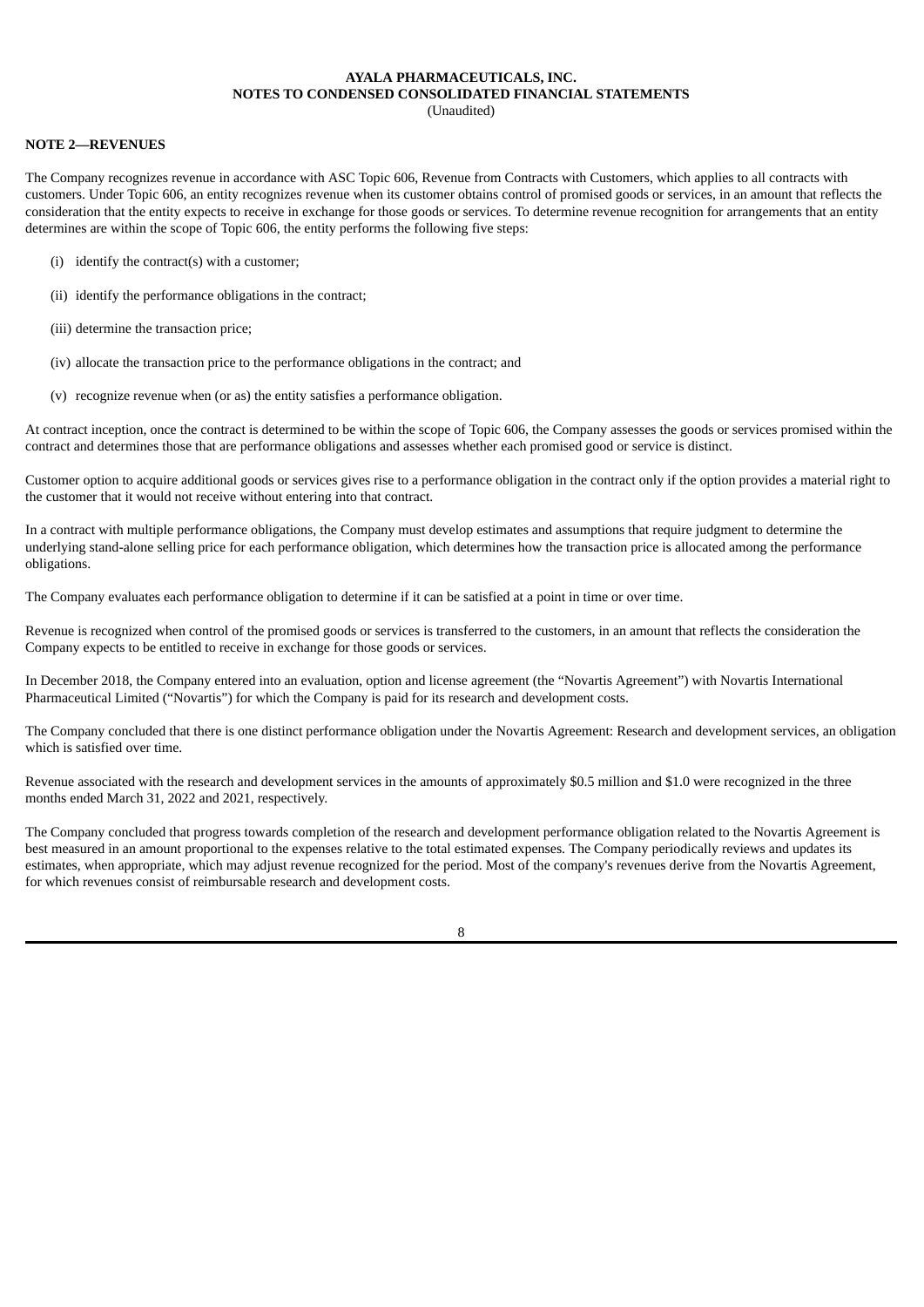**AYALA PHARMACEUTICALS, INC.**
**NOTES TO CONDENSED CONSOLIDATED FINANCIAL STATEMENTS**
(Unaudited)

**NOTE 2—REVENUES**

The Company recognizes revenue in accordance with ASC Topic 606, Revenue from Contracts with Customers, which applies to all contracts with customers. Under Topic 606, an entity recognizes revenue when its customer obtains control of promised goods or services, in an amount that reflects the consideration that the entity expects to receive in exchange for those goods or services. To determine revenue recognition for arrangements that an entity determines are within the scope of Topic 606, the entity performs the following five steps:

(i) identify the contract(s) with a customer;

(ii) identify the performance obligations in the contract;

(iii) determine the transaction price;

(iv) allocate the transaction price to the performance obligations in the contract; and

(v) recognize revenue when (or as) the entity satisfies a performance obligation.

At contract inception, once the contract is determined to be within the scope of Topic 606, the Company assesses the goods or services promised within the contract and determines those that are performance obligations and assesses whether each promised good or service is distinct.

Customer option to acquire additional goods or services gives rise to a performance obligation in the contract only if the option provides a material right to the customer that it would not receive without entering into that contract.

In a contract with multiple performance obligations, the Company must develop estimates and assumptions that require judgment to determine the underlying stand-alone selling price for each performance obligation, which determines how the transaction price is allocated among the performance obligations.

The Company evaluates each performance obligation to determine if it can be satisfied at a point in time or over time.

Revenue is recognized when control of the promised goods or services is transferred to the customers, in an amount that reflects the consideration the Company expects to be entitled to receive in exchange for those goods or services.

In December 2018, the Company entered into an evaluation, option and license agreement (the "Novartis Agreement") with Novartis International Pharmaceutical Limited ("Novartis") for which the Company is paid for its research and development costs.

The Company concluded that there is one distinct performance obligation under the Novartis Agreement: Research and development services, an obligation which is satisfied over time.

Revenue associated with the research and development services in the amounts of approximately $0.5 million and $1.0 were recognized in the three months ended March 31, 2022 and 2021, respectively.

The Company concluded that progress towards completion of the research and development performance obligation related to the Novartis Agreement is best measured in an amount proportional to the expenses relative to the total estimated expenses. The Company periodically reviews and updates its estimates, when appropriate, which may adjust revenue recognized for the period. Most of the company's revenues derive from the Novartis Agreement, for which revenues consist of reimbursable research and development costs.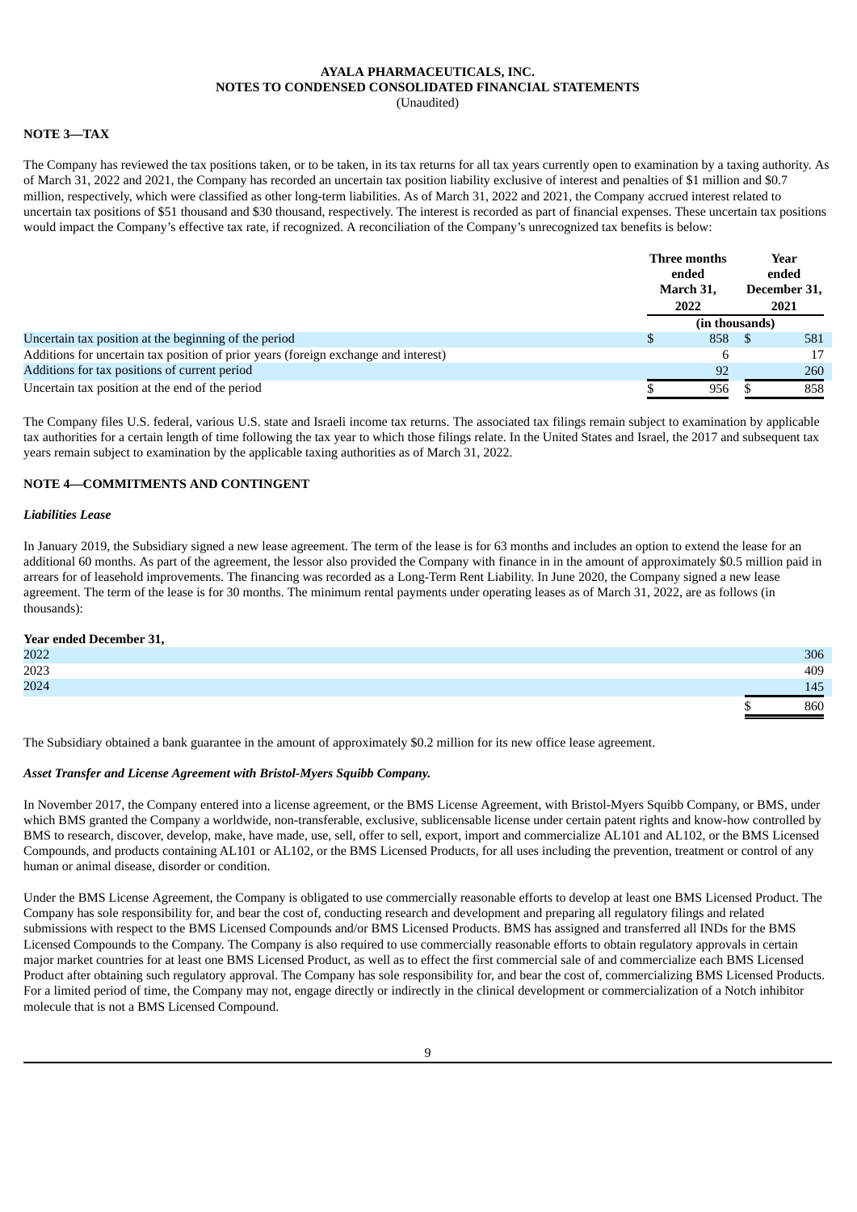## NOTE 3—TAX

The Company has reviewed the tax positions taken, or to be taken, in its tax returns for all tax years currently open to examination by a taxing authority. As of March 31, 2022 and 2021, the Company has recorded an uncertain tax position liability exclusive of interest and penalties of $1 million and $0.7 million, respectively, which were classified as other long-term liabilities. As of March 31, 2022 and 2021, the Company accrued interest related to uncertain tax positions of $51 thousand and $30 thousand, respectively. The interest is recorded as part of financial expenses. These uncertain tax positions would impact the Company's effective tax rate, if recognized. A reconciliation of the Company's unrecognized tax benefits is below:

| | Three months ended March 31, 2022 | Year ended December 31, 2021 |
|---|---|---|
| | (in thousands) | |
| Uncertain tax position at the beginning of the period | $ 858 | $ 581 |
| Additions for uncertain tax position of prior years (foreign exchange and interest) | 6 | 17 |
| Additions for tax positions of current period | 92 | 260 |
| Uncertain tax position at the end of the period | $ 956 | $ 858 |

The Company files U.S. federal, various U.S. state and Israeli income tax returns. The associated tax filings remain subject to examination by applicable tax authorities for a certain length of time following the tax year to which those filings relate. In the United States and Israel, the 2017 and subsequent tax years remain subject to examination by the applicable taxing authorities as of March 31, 2022.

## NOTE 4—COMMITMENTS AND CONTINGENT

***Liabilities Lease***

In January 2019, the Subsidiary signed a new lease agreement. The term of the lease is for 63 months and includes an option to extend the lease for an additional 60 months. As part of the agreement, the lessor also provided the Company with finance in in the amount of approximately $0.5 million paid in arrears for of leasehold improvements. The financing was recorded as a Long-Term Rent Liability. In June 2020, the Company signed a new lease agreement. The term of the lease is for 30 months. The minimum rental payments under operating leases as of March 31, 2022, are as follows (in thousands):

| Year ended December 31, | |
|---|---|
| 2022 | 306 |
| 2023 | 409 |
| 2024 | 145 |
| | $ 860 |

The Subsidiary obtained a bank guarantee in the amount of approximately $0.2 million for its new office lease agreement.

***Asset Transfer and License Agreement with Bristol-Myers Squibb Company.***

In November 2017, the Company entered into a license agreement, or the BMS License Agreement, with Bristol-Myers Squibb Company, or BMS, under which BMS granted the Company a worldwide, non-transferable, exclusive, sublicensable license under certain patent rights and know-how controlled by BMS to research, discover, develop, make, have made, use, sell, offer to sell, export, import and commercialize AL101 and AL102, or the BMS Licensed Compounds, and products containing AL101 or AL102, or the BMS Licensed Products, for all uses including the prevention, treatment or control of any human or animal disease, disorder or condition.

Under the BMS License Agreement, the Company is obligated to use commercially reasonable efforts to develop at least one BMS Licensed Product. The Company has sole responsibility for, and bear the cost of, conducting research and development and preparing all regulatory filings and related submissions with respect to the BMS Licensed Compounds and/or BMS Licensed Products. BMS has assigned and transferred all INDs for the BMS Licensed Compounds to the Company. The Company is also required to use commercially reasonable efforts to obtain regulatory approvals in certain major market countries for at least one BMS Licensed Product, as well as to effect the first commercial sale of and commercialize each BMS Licensed Product after obtaining such regulatory approval. The Company has sole responsibility for, and bear the cost of, commercializing BMS Licensed Products. For a limited period of time, the Company may not, engage directly or indirectly in the clinical development or commercialization of a Notch inhibitor molecule that is not a BMS Licensed Compound.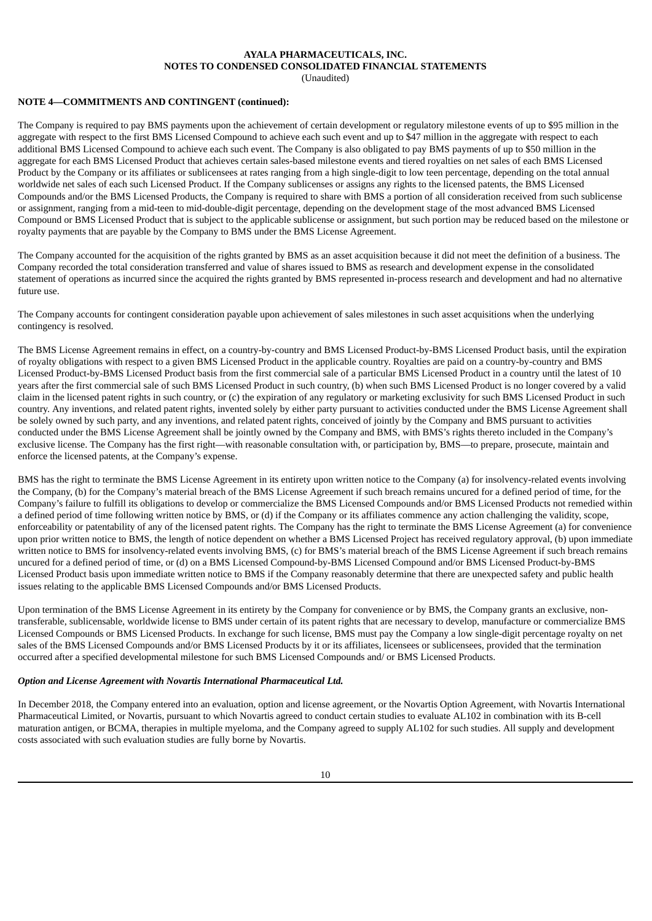**NOTE 4—COMMITMENTS AND CONTINGENT (continued):**

The Company is required to pay BMS payments upon the achievement of certain development or regulatory milestone events of up to $95 million in the aggregate with respect to the first BMS Licensed Compound to achieve each such event and up to $47 million in the aggregate with respect to each additional BMS Licensed Compound to achieve each such event. The Company is also obligated to pay BMS payments of up to $50 million in the aggregate for each BMS Licensed Product that achieves certain sales-based milestone events and tiered royalties on net sales of each BMS Licensed Product by the Company or its affiliates or sublicensees at rates ranging from a high single-digit to low teen percentage, depending on the total annual worldwide net sales of each such Licensed Product. If the Company sublicenses or assigns any rights to the licensed patents, the BMS Licensed Compounds and/or the BMS Licensed Products, the Company is required to share with BMS a portion of all consideration received from such sublicense or assignment, ranging from a mid-teen to mid-double-digit percentage, depending on the development stage of the most advanced BMS Licensed Compound or BMS Licensed Product that is subject to the applicable sublicense or assignment, but such portion may be reduced based on the milestone or royalty payments that are payable by the Company to BMS under the BMS License Agreement.

The Company accounted for the acquisition of the rights granted by BMS as an asset acquisition because it did not meet the definition of a business. The Company recorded the total consideration transferred and value of shares issued to BMS as research and development expense in the consolidated statement of operations as incurred since the acquired the rights granted by BMS represented in-process research and development and had no alternative future use.

The Company accounts for contingent consideration payable upon achievement of sales milestones in such asset acquisitions when the underlying contingency is resolved.

The BMS License Agreement remains in effect, on a country-by-country and BMS Licensed Product-by-BMS Licensed Product basis, until the expiration of royalty obligations with respect to a given BMS Licensed Product in the applicable country. Royalties are paid on a country-by-country and BMS Licensed Product-by-BMS Licensed Product basis from the first commercial sale of a particular BMS Licensed Product in a country until the latest of 10 years after the first commercial sale of such BMS Licensed Product in such country, (b) when such BMS Licensed Product is no longer covered by a valid claim in the licensed patent rights in such country, or (c) the expiration of any regulatory or marketing exclusivity for such BMS Licensed Product in such country. Any inventions, and related patent rights, invented solely by either party pursuant to activities conducted under the BMS License Agreement shall be solely owned by such party, and any inventions, and related patent rights, conceived of jointly by the Company and BMS pursuant to activities conducted under the BMS License Agreement shall be jointly owned by the Company and BMS, with BMS's rights thereto included in the Company's exclusive license. The Company has the first right—with reasonable consultation with, or participation by, BMS—to prepare, prosecute, maintain and enforce the licensed patents, at the Company's expense.

BMS has the right to terminate the BMS License Agreement in its entirety upon written notice to the Company (a) for insolvency-related events involving the Company, (b) for the Company's material breach of the BMS License Agreement if such breach remains uncured for a defined period of time, for the Company's failure to fulfill its obligations to develop or commercialize the BMS Licensed Compounds and/or BMS Licensed Products not remedied within a defined period of time following written notice by BMS, or (d) if the Company or its affiliates commence any action challenging the validity, scope, enforceability or patentability of any of the licensed patent rights. The Company has the right to terminate the BMS License Agreement (a) for convenience upon prior written notice to BMS, the length of notice dependent on whether a BMS Licensed Project has received regulatory approval, (b) upon immediate written notice to BMS for insolvency-related events involving BMS, (c) for BMS's material breach of the BMS License Agreement if such breach remains uncured for a defined period of time, or (d) on a BMS Licensed Compound-by-BMS Licensed Compound and/or BMS Licensed Product-by-BMS Licensed Product basis upon immediate written notice to BMS if the Company reasonably determine that there are unexpected safety and public health issues relating to the applicable BMS Licensed Compounds and/or BMS Licensed Products.

Upon termination of the BMS License Agreement in its entirety by the Company for convenience or by BMS, the Company grants an exclusive, non-transferable, sublicensable, worldwide license to BMS under certain of its patent rights that are necessary to develop, manufacture or commercialize BMS Licensed Compounds or BMS Licensed Products. In exchange for such license, BMS must pay the Company a low single-digit percentage royalty on net sales of the BMS Licensed Compounds and/or BMS Licensed Products by it or its affiliates, licensees or sublicensees, provided that the termination occurred after a specified developmental milestone for such BMS Licensed Compounds and/ or BMS Licensed Products.

***Option and License Agreement with Novartis International Pharmaceutical Ltd.***

In December 2018, the Company entered into an evaluation, option and license agreement, or the Novartis Option Agreement, with Novartis International Pharmaceutical Limited, or Novartis, pursuant to which Novartis agreed to conduct certain studies to evaluate AL102 in combination with its B-cell maturation antigen, or BCMA, therapies in multiple myeloma, and the Company agreed to supply AL102 for such studies. All supply and development costs associated with such evaluation studies are fully borne by Novartis.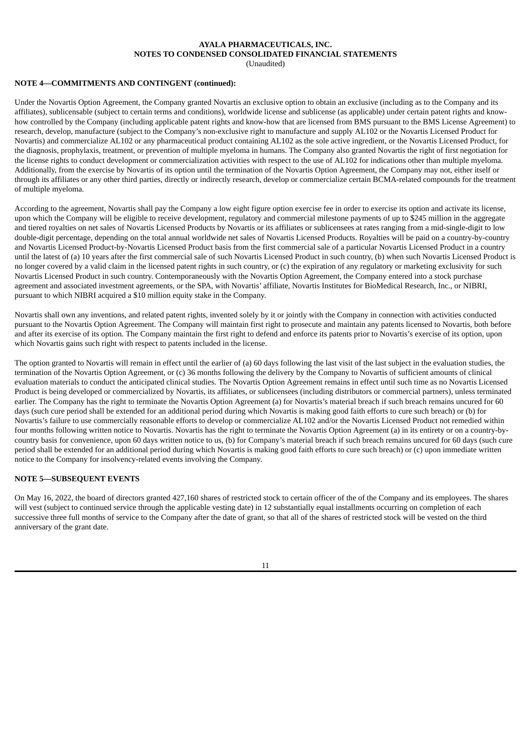**AYALA PHARMACEUTICALS, INC.**
**NOTES TO CONDENSED CONSOLIDATED FINANCIAL STATEMENTS**
(Unaudited)

**NOTE 4—COMMITMENTS AND CONTINGENT (continued):**

Under the Novartis Option Agreement, the Company granted Novartis an exclusive option to obtain an exclusive (including as to the Company and its affiliates), sublicensable (subject to certain terms and conditions), worldwide license and sublicense (as applicable) under certain patent rights and know-how controlled by the Company (including applicable patent rights and know-how that are licensed from BMS pursuant to the BMS License Agreement) to research, develop, manufacture (subject to the Company's non-exclusive right to manufacture and supply AL102 or the Novartis Licensed Product for Novartis) and commercialize AL102 or any pharmaceutical product containing AL102 as the sole active ingredient, or the Novartis Licensed Product, for the diagnosis, prophylaxis, treatment, or prevention of multiple myeloma in humans. The Company also granted Novartis the right of first negotiation for the license rights to conduct development or commercialization activities with respect to the use of AL102 for indications other than multiple myeloma. Additionally, from the exercise by Novartis of its option until the termination of the Novartis Option Agreement, the Company may not, either itself or through its affiliates or any other third parties, directly or indirectly research, develop or commercialize certain BCMA-related compounds for the treatment of multiple myeloma.

According to the agreement, Novartis shall pay the Company a low eight figure option exercise fee in order to exercise its option and activate its license, upon which the Company will be eligible to receive development, regulatory and commercial milestone payments of up to $245 million in the aggregate and tiered royalties on net sales of Novartis Licensed Products by Novartis or its affiliates or sublicensees at rates ranging from a mid-single-digit to low double-digit percentage, depending on the total annual worldwide net sales of Novartis Licensed Products. Royalties will be paid on a country-by-country and Novartis Licensed Product-by-Novartis Licensed Product basis from the first commercial sale of a particular Novartis Licensed Product in a country until the latest of (a) 10 years after the first commercial sale of such Novartis Licensed Product in such country, (b) when such Novartis Licensed Product is no longer covered by a valid claim in the licensed patent rights in such country, or (c) the expiration of any regulatory or marketing exclusivity for such Novartis Licensed Product in such country. Contemporaneously with the Novartis Option Agreement, the Company entered into a stock purchase agreement and associated investment agreements, or the SPA, with Novartis' affiliate, Novartis Institutes for BioMedical Research, Inc., or NIBRI, pursuant to which NIBRI acquired a $10 million equity stake in the Company.

Novartis shall own any inventions, and related patent rights, invented solely by it or jointly with the Company in connection with activities conducted pursuant to the Novartis Option Agreement. The Company will maintain first right to prosecute and maintain any patents licensed to Novartis, both before and after its exercise of its option. The Company maintain the first right to defend and enforce its patents prior to Novartis's exercise of its option, upon which Novartis gains such right with respect to patents included in the license.

The option granted to Novartis will remain in effect until the earlier of (a) 60 days following the last visit of the last subject in the evaluation studies, the termination of the Novartis Option Agreement, or (c) 36 months following the delivery by the Company to Novartis of sufficient amounts of clinical evaluation materials to conduct the anticipated clinical studies. The Novartis Option Agreement remains in effect until such time as no Novartis Licensed Product is being developed or commercialized by Novartis, its affiliates, or sublicensees (including distributors or commercial partners), unless terminated earlier. The Company has the right to terminate the Novartis Option Agreement (a) for Novartis's material breach if such breach remains uncured for 60 days (such cure period shall be extended for an additional period during which Novartis is making good faith efforts to cure such breach) or (b) for Novartis's failure to use commercially reasonable efforts to develop or commercialize AL102 and/or the Novartis Licensed Product not remedied within four months following written notice to Novartis. Novartis has the right to terminate the Novartis Option Agreement (a) in its entirety or on a country-by-country basis for convenience, upon 60 days written notice to us, (b) for Company's material breach if such breach remains uncured for 60 days (such cure period shall be extended for an additional period during which Novartis is making good faith efforts to cure such breach) or (c) upon immediate written notice to the Company for insolvency-related events involving the Company.

**NOTE 5—SUBSEQUENT EVENTS**

On May 16, 2022, the board of directors granted 427,160 shares of restricted stock to certain officer of the of the of the Company and its employees. The shares will vest (subject to continued service through the applicable vesting date) in 12 substantially equal installments occurring on completion of each successive three full months of service to the Company after the date of grant, so that all of the shares of restricted stock will be vested on the third anniversary of the grant date.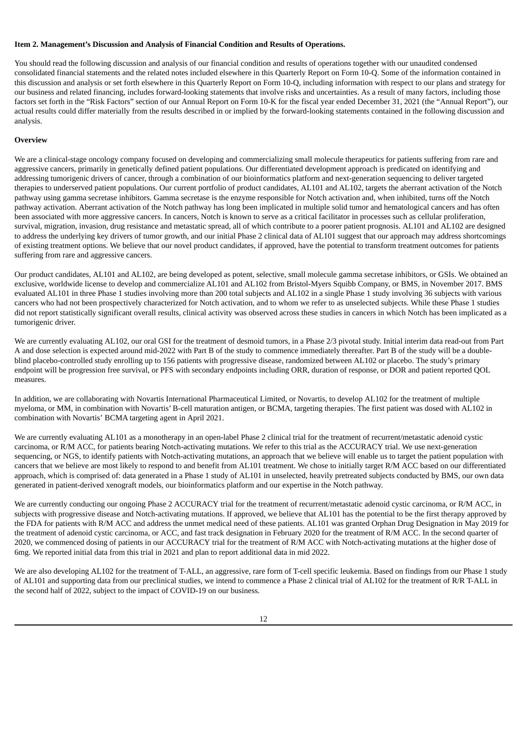**Item 2. Management's Discussion and Analysis of Financial Condition and Results of Operations.**

You should read the following discussion and analysis of our financial condition and results of operations together with our unaudited condensed consolidated financial statements and the related notes included elsewhere in this Quarterly Report on Form 10-Q. Some of the information contained in this discussion and analysis or set forth elsewhere in this Quarterly Report on Form 10-Q, including information with respect to our plans and strategy for our business and related financing, includes forward-looking statements that involve risks and uncertainties. As a result of many factors, including those factors set forth in the "Risk Factors" section of our Annual Report on Form 10-K for the fiscal year ended December 31, 2021 (the "Annual Report"), our actual results could differ materially from the results described in or implied by the forward-looking statements contained in the following discussion and analysis.

**Overview**

We are a clinical-stage oncology company focused on developing and commercializing small molecule therapeutics for patients suffering from rare and aggressive cancers, primarily in genetically defined patient populations. Our differentiated development approach is predicated on identifying and addressing tumorigenic drivers of cancer, through a combination of our bioinformatics platform and next-generation sequencing to deliver targeted therapies to underserved patient populations. Our current portfolio of product candidates, AL101 and AL102, targets the aberrant activation of the Notch pathway using gamma secretase inhibitors. Gamma secretase is the enzyme responsible for Notch activation and, when inhibited, turns off the Notch pathway activation. Aberrant activation of the Notch pathway has long been implicated in multiple solid tumor and hematological cancers and has often been associated with more aggressive cancers. In cancers, Notch is known to serve as a critical facilitator in processes such as cellular proliferation, survival, migration, invasion, drug resistance and metastatic spread, all of which contribute to a poorer patient prognosis. AL101 and AL102 are designed to address the underlying key drivers of tumor growth, and our initial Phase 2 clinical data of AL101 suggest that our approach may address shortcomings of existing treatment options. We believe that our novel product candidates, if approved, have the potential to transform treatment outcomes for patients suffering from rare and aggressive cancers.

Our product candidates, AL101 and AL102, are being developed as potent, selective, small molecule gamma secretase inhibitors, or GSIs. We obtained an exclusive, worldwide license to develop and commercialize AL101 and AL102 from Bristol-Myers Squibb Company, or BMS, in November 2017. BMS evaluated AL101 in three Phase 1 studies involving more than 200 total subjects and AL102 in a single Phase 1 study involving 36 subjects with various cancers who had not been prospectively characterized for Notch activation, and to whom we refer to as unselected subjects. While these Phase 1 studies did not report statistically significant overall results, clinical activity was observed across these studies in cancers in which Notch has been implicated as a tumorigenic driver.

We are currently evaluating AL102, our oral GSI for the treatment of desmoid tumors, in a Phase 2/3 pivotal study. Initial interim data read-out from Part A and dose selection is expected around mid-2022 with Part B of the study to commence immediately thereafter. Part B of the study will be a double-blind placebo-controlled study enrolling up to 156 patients with progressive disease, randomized between AL102 or placebo. The study's primary endpoint will be progression free survival, or PFS with secondary endpoints including ORR, duration of response, or DOR and patient reported QOL measures.

In addition, we are collaborating with Novartis International Pharmaceutical Limited, or Novartis, to develop AL102 for the treatment of multiple myeloma, or MM, in combination with Novartis' B-cell maturation antigen, or BCMA, targeting therapies. The first patient was dosed with AL102 in combination with Novartis' BCMA targeting agent in April 2021.

We are currently evaluating AL101 as a monotherapy in an open-label Phase 2 clinical trial for the treatment of recurrent/metastatic adenoid cystic carcinoma, or R/M ACC, for patients bearing Notch-activating mutations. We refer to this trial as the ACCURACY trial. We use next-generation sequencing, or NGS, to identify patients with Notch-activating mutations, an approach that we believe will enable us to target the patient population with cancers that we believe are most likely to respond to and benefit from AL101 treatment. We chose to initially target R/M ACC based on our differentiated approach, which is comprised of: data generated in a Phase 1 study of AL101 in unselected, heavily pretreated subjects conducted by BMS, our own data generated in patient-derived xenograft models, our bioinformatics platform and our expertise in the Notch pathway.

We are currently conducting our ongoing Phase 2 ACCURACY trial for the treatment of recurrent/metastatic adenoid cystic carcinoma, or R/M ACC, in subjects with progressive disease and Notch-activating mutations. If approved, we believe that AL101 has the potential to be the first therapy approved by the FDA for patients with R/M ACC and address the unmet medical need of these patients. AL101 was granted Orphan Drug Designation in May 2019 for the treatment of adenoid cystic carcinoma, or ACC, and fast track designation in February 2020 for the treatment of R/M ACC. In the second quarter of 2020, we commenced dosing of patients in our ACCURACY trial for the treatment of R/M ACC with Notch-activating mutations at the higher dose of 6mg. We reported initial data from this trial in 2021 and plan to report additional data in mid 2022.

We are also developing AL102 for the treatment of T-ALL, an aggressive, rare form of T-cell specific leukemia. Based on findings from our Phase 1 study of AL101 and supporting data from our preclinical studies, we intend to commence a Phase 2 clinical trial of AL102 for the treatment of R/R T-ALL in the second half of 2022, subject to the impact of COVID-19 on our business.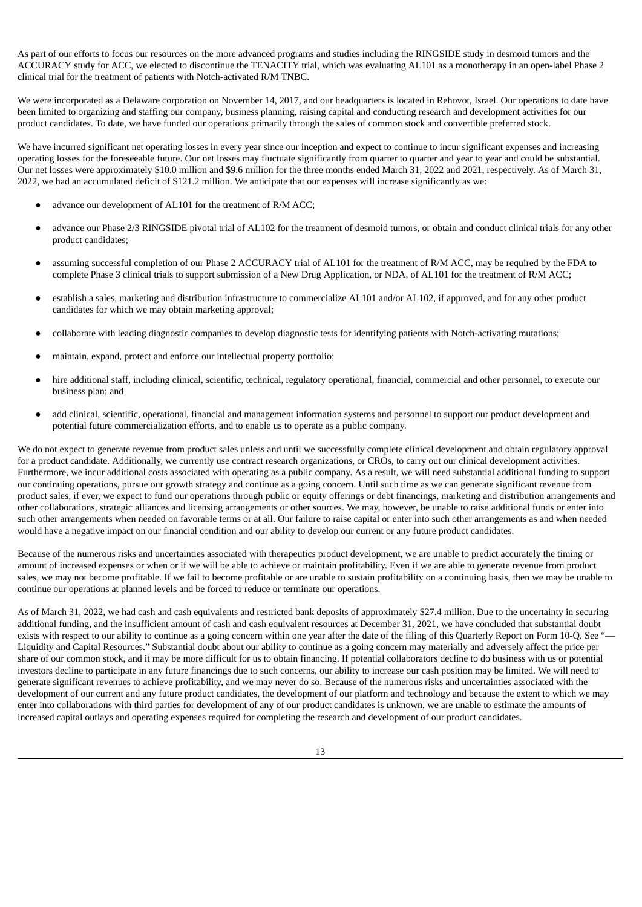As part of our efforts to focus our resources on the more advanced programs and studies including the RINGSIDE study in desmoid tumors and the ACCURACY study for ACC, we elected to discontinue the TENACITY trial, which was evaluating AL101 as a monotherapy in an open-label Phase 2 clinical trial for the treatment of patients with Notch-activated R/M TNBC.

We were incorporated as a Delaware corporation on November 14, 2017, and our headquarters is located in Rehovot, Israel. Our operations to date have been limited to organizing and staffing our company, business planning, raising capital and conducting research and development activities for our product candidates. To date, we have funded our operations primarily through the sales of common stock and convertible preferred stock.

We have incurred significant net operating losses in every year since our inception and expect to continue to incur significant expenses and increasing operating losses for the foreseeable future. Our net losses may fluctuate significantly from quarter to quarter and year to year and could be substantial. Our net losses were approximately $10.0 million and $9.6 million for the three months ended March 31, 2022 and 2021, respectively. As of March 31, 2022, we had an accumulated deficit of $121.2 million. We anticipate that our expenses will increase significantly as we:

- advance our development of AL101 for the treatment of R/M ACC;
- advance our Phase 2/3 RINGSIDE pivotal trial of AL102 for the treatment of desmoid tumors, or obtain and conduct clinical trials for any other product candidates;
- assuming successful completion of our Phase 2 ACCURACY trial of AL101 for the treatment of R/M ACC, may be required by the FDA to complete Phase 3 clinical trials to support submission of a New Drug Application, or NDA, of AL101 for the treatment of R/M ACC;
- establish a sales, marketing and distribution infrastructure to commercialize AL101 and/or AL102, if approved, and for any other product candidates for which we may obtain marketing approval;
- collaborate with leading diagnostic companies to develop diagnostic tests for identifying patients with Notch-activating mutations;
- maintain, expand, protect and enforce our intellectual property portfolio;
- hire additional staff, including clinical, scientific, technical, regulatory operational, financial, commercial and other personnel, to execute our business plan; and
- add clinical, scientific, operational, financial and management information systems and personnel to support our product development and potential future commercialization efforts, and to enable us to operate as a public company.

We do not expect to generate revenue from product sales unless and until we successfully complete clinical development and obtain regulatory approval for a product candidate. Additionally, we currently use contract research organizations, or CROs, to carry out our clinical development activities. Furthermore, we incur additional costs associated with operating as a public company. As a result, we will need substantial additional funding to support our continuing operations, pursue our growth strategy and continue as a going concern. Until such time as we can generate significant revenue from product sales, if ever, we expect to fund our operations through public or equity offerings or debt financings, marketing and distribution arrangements and other collaborations, strategic alliances and licensing arrangements or other sources. We may, however, be unable to raise additional funds or enter into such other arrangements when needed on favorable terms or at all. Our failure to raise capital or enter into such other arrangements as and when needed would have a negative impact on our financial condition and our ability to develop our current or any future product candidates.

Because of the numerous risks and uncertainties associated with therapeutics product development, we are unable to predict accurately the timing or amount of increased expenses or when or if we will be able to achieve or maintain profitability. Even if we are able to generate revenue from product sales, we may not become profitable. If we fail to become profitable or are unable to sustain profitability on a continuing basis, then we may be unable to continue our operations at planned levels and be forced to reduce or terminate our operations.

As of March 31, 2022, we had cash and cash equivalents and restricted bank deposits of approximately $27.4 million. Due to the uncertainty in securing additional funding, and the insufficient amount of cash and cash equivalent resources at December 31, 2021, we have concluded that substantial doubt exists with respect to our ability to continue as a going concern within one year after the date of the filing of this Quarterly Report on Form 10-Q. See "—Liquidity and Capital Resources." Substantial doubt about our ability to continue as a going concern may materially and adversely affect the price per share of our common stock, and it may be more difficult for us to obtain financing. If potential collaborators decline to do business with us or potential investors decline to participate in any future financings due to such concerns, our ability to increase our cash position may be limited. We will need to generate significant revenues to achieve profitability, and we may never do so. Because of the numerous risks and uncertainties associated with the development of our current and any future product candidates, the development of our platform and technology and because the extent to which we may enter into collaborations with third parties for development of any of our product candidates is unknown, we are unable to estimate the amounts of increased capital outlays and operating expenses required for completing the research and development of our product candidates.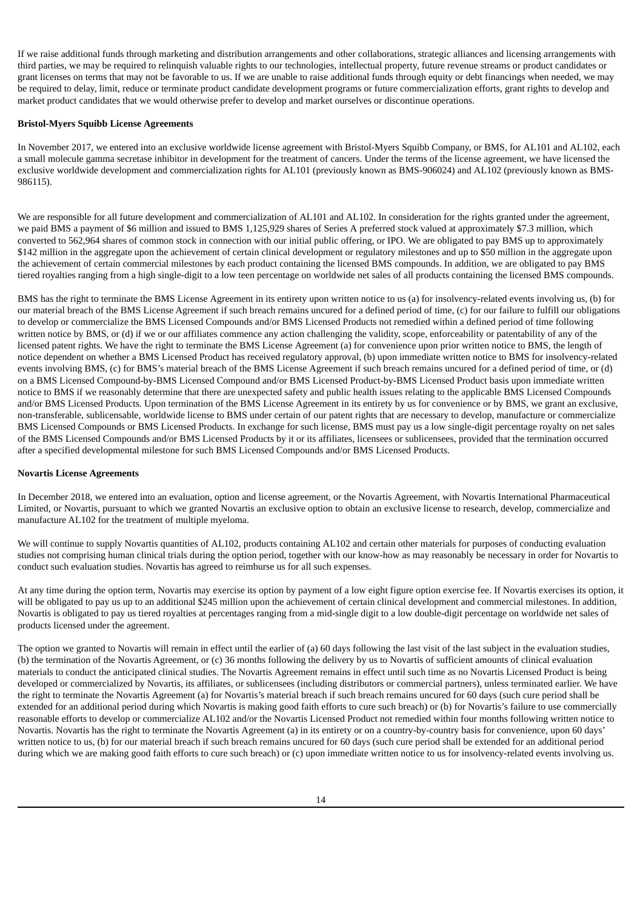If we raise additional funds through marketing and distribution arrangements and other collaborations, strategic alliances and licensing arrangements with third parties, we may be required to relinquish valuable rights to our technologies, intellectual property, future revenue streams or product candidates or grant licenses on terms that may not be favorable to us. If we are unable to raise additional funds through equity or debt financings when needed, we may be required to delay, limit, reduce or terminate product candidate development programs or future commercialization efforts, grant rights to develop and market product candidates that we would otherwise prefer to develop and market ourselves or discontinue operations.

**Bristol-Myers Squibb License Agreements**

In November 2017, we entered into an exclusive worldwide license agreement with Bristol-Myers Squibb Company, or BMS, for AL101 and AL102, each a small molecule gamma secretase inhibitor in development for the treatment of cancers. Under the terms of the license agreement, we have licensed the exclusive worldwide development and commercialization rights for AL101 (previously known as BMS-906024) and AL102 (previously known as BMS-986115).

We are responsible for all future development and commercialization of AL101 and AL102. In consideration for the rights granted under the agreement, we paid BMS a payment of $6 million and issued to BMS 1,125,929 shares of Series A preferred stock valued at approximately $7.3 million, which converted to 562,964 shares of common stock in connection with our initial public offering, or IPO. We are obligated to pay BMS up to approximately $142 million in the aggregate upon the achievement of certain clinical development or regulatory milestones and up to $50 million in the aggregate upon the achievement of certain commercial milestones by each product containing the licensed BMS compounds. In addition, we are obligated to pay BMS tiered royalties ranging from a high single-digit to a low teen percentage on worldwide net sales of all products containing the licensed BMS compounds.

BMS has the right to terminate the BMS License Agreement in its entirety upon written notice to us (a) for insolvency-related events involving us, (b) for our material breach of the BMS License Agreement if such breach remains uncured for a defined period of time, (c) for our failure to fulfill our obligations to develop or commercialize the BMS Licensed Compounds and/or BMS Licensed Products not remedied within a defined period of time following written notice by BMS, or (d) if we or our affiliates commence any action challenging the validity, scope, enforceability or patentability of any of the licensed patent rights. We have the right to terminate the BMS License Agreement (a) for convenience upon prior written notice to BMS, the length of notice dependent on whether a BMS Licensed Product has received regulatory approval, (b) upon immediate written notice to BMS for insolvency-related events involving BMS, (c) for BMS's material breach of the BMS License Agreement if such breach remains uncured for a defined period of time, or (d) on a BMS Licensed Compound-by-BMS Licensed Compound and/or BMS Licensed Product-by-BMS Licensed Product basis upon immediate written notice to BMS if we reasonably determine that there are unexpected safety and public health issues relating to the applicable BMS Licensed Compounds and/or BMS Licensed Products. Upon termination of the BMS License Agreement in its entirety by us for convenience or by BMS, we grant an exclusive, non-transferable, sublicensable, worldwide license to BMS under certain of our patent rights that are necessary to develop, manufacture or commercialize BMS Licensed Compounds or BMS Licensed Products. In exchange for such license, BMS must pay us a low single-digit percentage royalty on net sales of the BMS Licensed Compounds and/or BMS Licensed Products by it or its affiliates, licensees or sublicensees, provided that the termination occurred after a specified developmental milestone for such BMS Licensed Compounds and/or BMS Licensed Products.

**Novartis License Agreements**

In December 2018, we entered into an evaluation, option and license agreement, or the Novartis Agreement, with Novartis International Pharmaceutical Limited, or Novartis, pursuant to which we granted Novartis an exclusive option to obtain an exclusive license to research, develop, commercialize and manufacture AL102 for the treatment of multiple myeloma.

We will continue to supply Novartis quantities of AL102, products containing AL102 and certain other materials for purposes of conducting evaluation studies not comprising human clinical trials during the option period, together with our know-how as may reasonably be necessary in order for Novartis to conduct such evaluation studies. Novartis has agreed to reimburse us for all such expenses.

At any time during the option term, Novartis may exercise its option by payment of a low eight figure option exercise fee. If Novartis exercises its option, it will be obligated to pay us up to an additional $245 million upon the achievement of certain clinical development and commercial milestones. In addition, Novartis is obligated to pay us tiered royalties at percentages ranging from a mid-single digit to a low double-digit percentage on worldwide net sales of products licensed under the agreement.

The option we granted to Novartis will remain in effect until the earlier of (a) 60 days following the last visit of the last subject in the evaluation studies, (b) the termination of the Novartis Agreement, or (c) 36 months following the delivery by us to Novartis of sufficient amounts of clinical evaluation materials to conduct the anticipated clinical studies. The Novartis Agreement remains in effect until such time as no Novartis Licensed Product is being developed or commercialized by Novartis, its affiliates, or sublicensees (including distributors or commercial partners), unless terminated earlier. We have the right to terminate the Novartis Agreement (a) for Novartis's material breach if such breach remains uncured for 60 days (such cure period shall be extended for an additional period during which Novartis is making good faith efforts to cure such breach) or (b) for Novartis's failure to use commercially reasonable efforts to develop or commercialize AL102 and/or the Novartis Licensed Product not remedied within four months following written notice to Novartis. Novartis has the right to terminate the Novartis Agreement (a) in its entirety or on a country-by-country basis for convenience, upon 60 days' written notice to us, (b) for our material breach if such breach remains uncured for 60 days (such cure period shall be extended for an additional period during which we are making good faith efforts to cure such breach) or (c) upon immediate written notice to us for insolvency-related events involving us.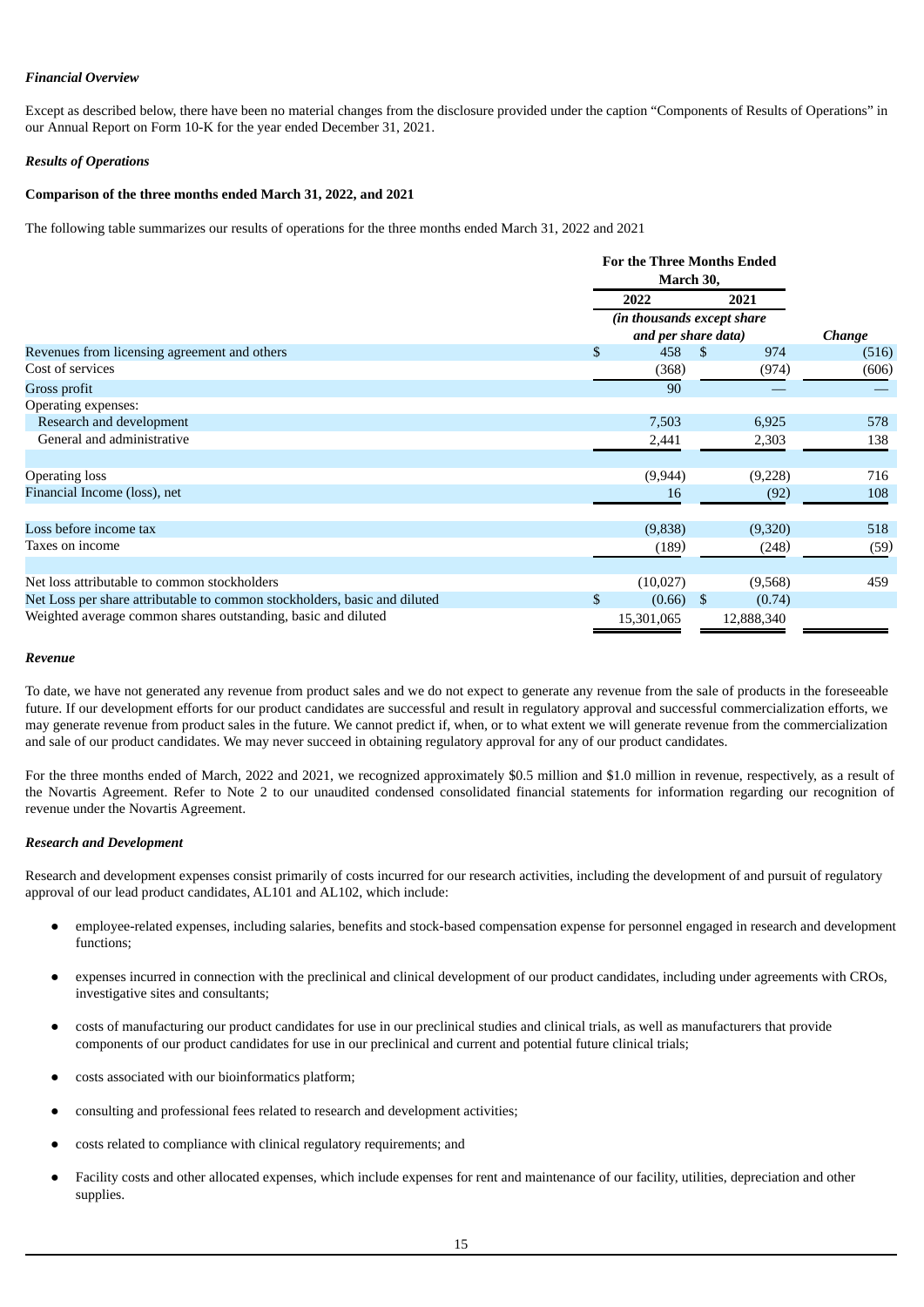***Financial Overview***

Except as described below, there have been no material changes from the disclosure provided under the caption "Components of Results of Operations" in our Annual Report on Form 10-K for the year ended December 31, 2021.

***Results of Operations***

**Comparison of the three months ended March 31, 2022, and 2021**

The following table summarizes our results of operations for the three months ended March 31, 2022 and 2021

| | For the Three Months Ended March 30, | | |
|---|---|---|---|
| | 2022 | 2021 | |
| | *(in thousands except share and per share data)* | | ***Change*** |
| Revenues from licensing agreement and others | $ 458 | $ 974 | (516) |
| Cost of services | (368) | (974) | (606) |
| Gross profit | 90 | — | — |
| Operating expenses: | | | |
| Research and development | 7,503 | 6,925 | 578 |
| General and administrative | 2,441 | 2,303 | 138 |
| | | | |
| Operating loss | (9,944) | (9,228) | 716 |
| Financial Income (loss), net | 16 | (92) | 108 |
| | | | |
| Loss before income tax | (9,838) | (9,320) | 518 |
| Taxes on income | (189) | (248) | (59) |
| | | | |
| Net loss attributable to common stockholders | (10,027) | (9,568) | 459 |
| Net Loss per share attributable to common stockholders, basic and diluted | $ (0.66) | $ (0.74) | |
| Weighted average common shares outstanding, basic and diluted | 15,301,065 | 12,888,340 | |

***Revenue***

To date, we have not generated any revenue from product sales and we do not expect to generate any revenue from the sale of products in the foreseeable future. If our development efforts for our product candidates are successful and result in regulatory approval and successful commercialization efforts, we may generate revenue from product sales in the future. We cannot predict if, when, or to what extent we will generate revenue from the commercialization and sale of our product candidates. We may never succeed in obtaining regulatory approval for any of our product candidates.

For the three months ended of March, 2022 and 2021, we recognized approximately $0.5 million and $1.0 million in revenue, respectively, as a result of the Novartis Agreement. Refer to Note 2 to our unaudited condensed consolidated financial statements for information regarding our recognition of revenue under the Novartis Agreement.

***Research and Development***

Research and development expenses consist primarily of costs incurred for our research activities, including the development of and pursuit of regulatory approval of our lead product candidates, AL101 and AL102, which include:

- employee-related expenses, including salaries, benefits and stock-based compensation expense for personnel engaged in research and development functions;
- expenses incurred in connection with the preclinical and clinical development of our product candidates, including under agreements with CROs, investigative sites and consultants;
- costs of manufacturing our product candidates for use in our preclinical studies and clinical trials, as well as manufacturers that provide components of our product candidates for use in our preclinical and current and potential future clinical trials;
- costs associated with our bioinformatics platform;
- consulting and professional fees related to research and development activities;
- costs related to compliance with clinical regulatory requirements; and
- Facility costs and other allocated expenses, which include expenses for rent and maintenance of our facility, utilities, depreciation and other supplies.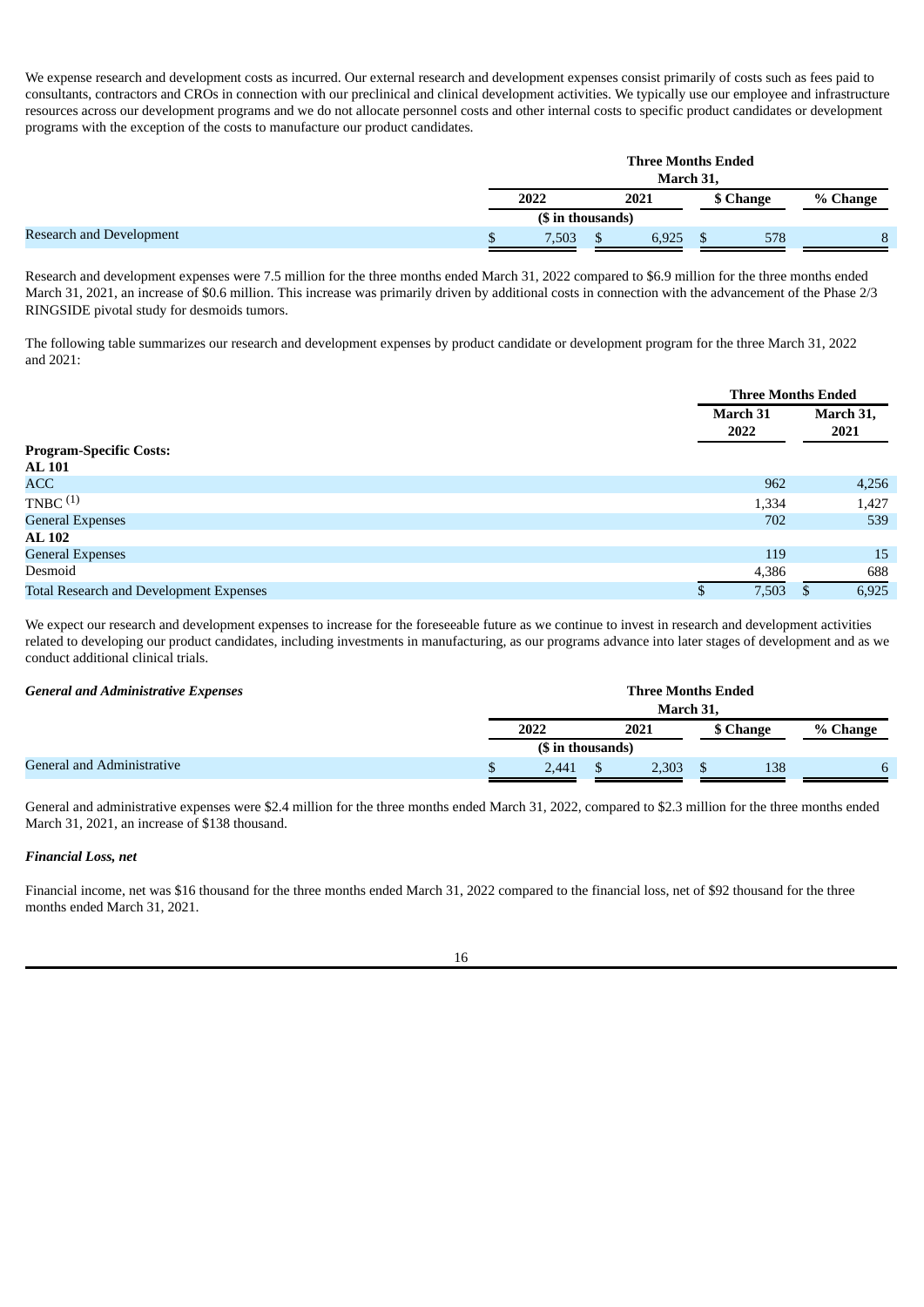We expense research and development costs as incurred. Our external research and development expenses consist primarily of costs such as fees paid to consultants, contractors and CROs in connection with our preclinical and clinical development activities. We typically use our employee and infrastructure resources across our development programs and we do not allocate personnel costs and other internal costs to specific product candidates or development programs with the exception of the costs to manufacture our product candidates.

| | Three Months Ended March 31, | | | |
|---|---|---|---|---|
| | 2022 | 2021 | $ Change | % Change |
| | ($ in thousands) | | | |
| Research and Development | $ 7,503 | $ 6,925 | $ 578 | 8 |

Research and development expenses were 7.5 million for the three months ended March 31, 2022 compared to $6.9 million for the three months ended March 31, 2021, an increase of $0.6 million. This increase was primarily driven by additional costs in connection with the advancement of the Phase 2/3 RINGSIDE pivotal study for desmoids tumors.

The following table summarizes our research and development expenses by product candidate or development program for the three March 31, 2022 and 2021:

| | Three Months Ended | |
|---|---|---|
| | March 31 2022 | March 31, 2021 |
| **Program-Specific Costs:** | | |
| **AL 101** | | |
| ACC | 962 | 4,256 |
| TNBC [1] | 1,334 | 1,427 |
| General Expenses | 702 | 539 |
| **AL 102** | | |
| General Expenses | 119 | 15 |
| Desmoid | 4,386 | 688 |
| Total Research and Development Expenses | $ 7,503 | $ 6,925 |

We expect our research and development expenses to increase for the foreseeable future as we continue to invest in research and development activities related to developing our product candidates, including investments in manufacturing, as our programs advance into later stages of development and as we conduct additional clinical trials.

***General and Administrative Expenses***

| | Three Months Ended March 31, | | | |
|---|---|---|---|---|
| | 2022 | 2021 | $ Change | % Change |
| | ($ in thousands) | | | |
| General and Administrative | $ 2,441 | $ 2,303 | $ 138 | 6 |

General and administrative expenses were $2.4 million for the three months ended March 31, 2022, compared to $2.3 million for the three months ended March 31, 2021, an increase of $138 thousand.

***Financial Loss, net***

Financial income, net was $16 thousand for the three months ended March 31, 2022 compared to the financial loss, net of $92 thousand for the three months ended March 31, 2021.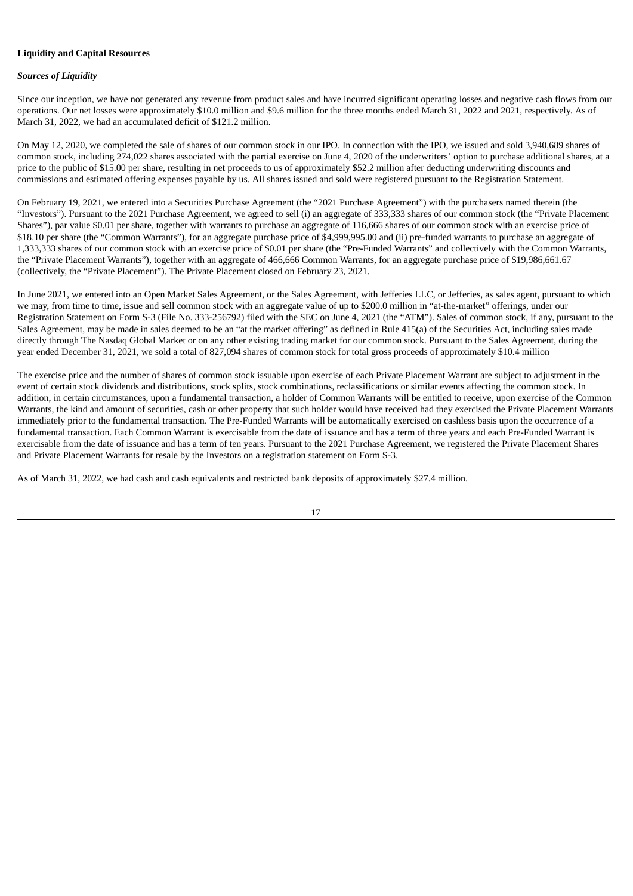**Liquidity and Capital Resources**

***Sources of Liquidity***

Since our inception, we have not generated any revenue from product sales and have incurred significant operating losses and negative cash flows from our operations. Our net losses were approximately $10.0 million and $9.6 million for the three months ended March 31, 2022 and 2021, respectively. As of March 31, 2022, we had an accumulated deficit of $121.2 million.

On May 12, 2020, we completed the sale of shares of our common stock in our IPO. In connection with the IPO, we issued and sold 3,940,689 shares of common stock, including 274,022 shares associated with the partial exercise on June 4, 2020 of the underwriters' option to purchase additional shares, at a price to the public of $15.00 per share, resulting in net proceeds to us of approximately $52.2 million after deducting underwriting discounts and commissions and estimated offering expenses payable by us. All shares issued and sold were registered pursuant to the Registration Statement.

On February 19, 2021, we entered into a Securities Purchase Agreement (the "2021 Purchase Agreement") with the purchasers named therein (the "Investors"). Pursuant to the 2021 Purchase Agreement, we agreed to sell (i) an aggregate of 333,333 shares of our common stock (the "Private Placement Shares"), par value $0.01 per share, together with warrants to purchase an aggregate of 116,666 shares of our common stock with an exercise price of $18.10 per share (the "Common Warrants"), for an aggregate purchase price of $4,999,995.00 and (ii) pre-funded warrants to purchase an aggregate of 1,333,333 shares of our common stock with an exercise price of $0.01 per share (the "Pre-Funded Warrants" and collectively with the Common Warrants, the "Private Placement Warrants"), together with an aggregate of 466,666 Common Warrants, for an aggregate purchase price of $19,986,661.67 (collectively, the "Private Placement"). The Private Placement closed on February 23, 2021.

In June 2021, we entered into an Open Market Sales Agreement, or the Sales Agreement, with Jefferies LLC, or Jefferies, as sales agent, pursuant to which we may, from time to time, issue and sell common stock with an aggregate value of up to $200.0 million in "at-the-market" offerings, under our Registration Statement on Form S-3 (File No. 333-256792) filed with the SEC on June 4, 2021 (the "ATM"). Sales of common stock, if any, pursuant to the Sales Agreement, may be made in sales deemed to be an "at the market offering" as defined in Rule 415(a) of the Securities Act, including sales made directly through The Nasdaq Global Market or on any other existing trading market for our common stock. Pursuant to the Sales Agreement, during the year ended December 31, 2021, we sold a total of 827,094 shares of common stock for total gross proceeds of approximately $10.4 million

The exercise price and the number of shares of common stock issuable upon exercise of each Private Placement Warrant are subject to adjustment in the event of certain stock dividends and distributions, stock splits, stock combinations, reclassifications or similar events affecting the common stock. In addition, in certain circumstances, upon a fundamental transaction, a holder of Common Warrants will be entitled to receive, upon exercise of the Common Warrants, the kind and amount of securities, cash or other property that such holder would have received had they exercised the Private Placement Warrants immediately prior to the fundamental transaction. The Pre-Funded Warrants will be automatically exercised on cashless basis upon the occurrence of a fundamental transaction. Each Common Warrant is exercisable from the date of issuance and has a term of three years and each Pre-Funded Warrant is exercisable from the date of issuance and has a term of ten years. Pursuant to the 2021 Purchase Agreement, we registered the Private Placement Shares and Private Placement Warrants for resale by the Investors on a registration statement on Form S-3.

As of March 31, 2022, we had cash and cash equivalents and restricted bank deposits of approximately $27.4 million.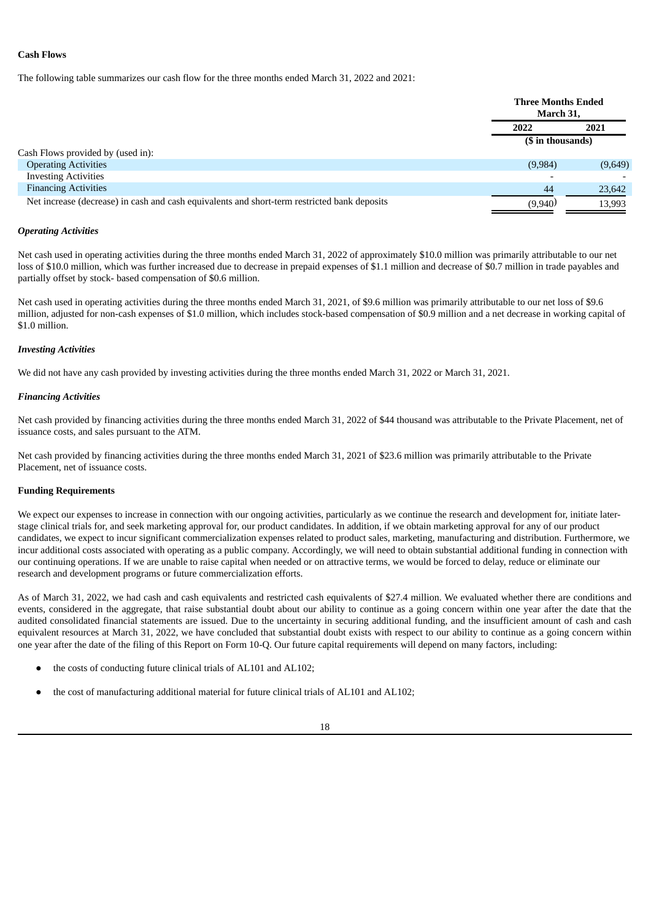**Cash Flows**

The following table summarizes our cash flow for the three months ended March 31, 2022 and 2021:

| | Three Months Ended March 31, | |
|---|---|---|
| | 2022 | 2021 |
| | ($ in thousands) | |
| Cash Flows provided by (used in): | | |
| Operating Activities | (9,984) | (9,649) |
| Investing Activities | - | - |
| Financing Activities | 44 | 23,642 |
| Net increase (decrease) in cash and cash equivalents and short-term restricted bank deposits | (9,940) | 13,993 |

***Operating Activities***

Net cash used in operating activities during the three months ended March 31, 2022 of approximately $10.0 million was primarily attributable to our net loss of $10.0 million, which was further increased due to decrease in prepaid expenses of $1.1 million and decrease of $0.7 million in trade payables and partially offset by stock- based compensation of $0.6 million.

Net cash used in operating activities during the three months ended March 31, 2021, of $9.6 million was primarily attributable to our net loss of $9.6 million, adjusted for non-cash expenses of $1.0 million, which includes stock-based compensation of $0.9 million and a net decrease in working capital of $1.0 million.

***Investing Activities***

We did not have any cash provided by investing activities during the three months ended March 31, 2022 or March 31, 2021.

***Financing Activities***

Net cash provided by financing activities during the three months ended March 31, 2022 of $44 thousand was attributable to the Private Placement, net of issuance costs, and sales pursuant to the ATM.

Net cash provided by financing activities during the three months ended March 31, 2021 of $23.6 million was primarily attributable to the Private Placement, net of issuance costs.

**Funding Requirements**

We expect our expenses to increase in connection with our ongoing activities, particularly as we continue the research and development for, initiate later-stage clinical trials for, and seek marketing approval for, our product candidates. In addition, if we obtain marketing approval for any of our product candidates, we expect to incur significant commercialization expenses related to product sales, marketing, manufacturing and distribution. Furthermore, we incur additional costs associated with operating as a public company. Accordingly, we will need to obtain substantial additional funding in connection with our continuing operations. If we are unable to raise capital when needed or on attractive terms, we would be forced to delay, reduce or eliminate our research and development programs or future commercialization efforts.

As of March 31, 2022, we had cash and cash equivalents and restricted cash equivalents of $27.4 million. We evaluated whether there are conditions and events, considered in the aggregate, that raise substantial doubt about our ability to continue as a going concern within one year after the date that the audited consolidated financial statements are issued. Due to the uncertainty in securing additional funding, and the insufficient amount of cash and cash equivalent resources at March 31, 2022, we have concluded that substantial doubt exists with respect to our ability to continue as a going concern within one year after the date of the filing of this Report on Form 10-Q. Our future capital requirements will depend on many factors, including:

- the costs of conducting future clinical trials of AL101 and AL102;
- the cost of manufacturing additional material for future clinical trials of AL101 and AL102;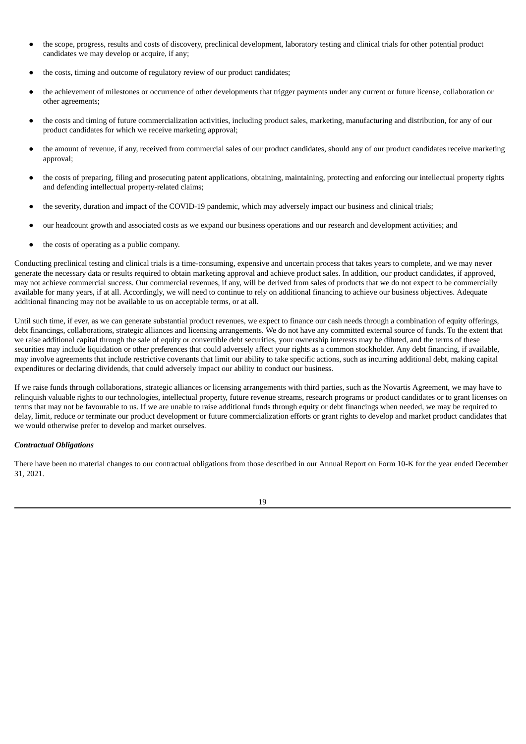- the scope, progress, results and costs of discovery, preclinical development, laboratory testing and clinical trials for other potential product candidates we may develop or acquire, if any;
- the costs, timing and outcome of regulatory review of our product candidates;
- the achievement of milestones or occurrence of other developments that trigger payments under any current or future license, collaboration or other agreements;
- the costs and timing of future commercialization activities, including product sales, marketing, manufacturing and distribution, for any of our product candidates for which we receive marketing approval;
- the amount of revenue, if any, received from commercial sales of our product candidates, should any of our product candidates receive marketing approval;
- the costs of preparing, filing and prosecuting patent applications, obtaining, maintaining, protecting and enforcing our intellectual property rights and defending intellectual property-related claims;
- the severity, duration and impact of the COVID-19 pandemic, which may adversely impact our business and clinical trials;
- our headcount growth and associated costs as we expand our business operations and our research and development activities; and
- the costs of operating as a public company.

Conducting preclinical testing and clinical trials is a time-consuming, expensive and uncertain process that takes years to complete, and we may never generate the necessary data or results required to obtain marketing approval and achieve product sales. In addition, our product candidates, if approved, may not achieve commercial success. Our commercial revenues, if any, will be derived from sales of products that we do not expect to be commercially available for many years, if at all. Accordingly, we will need to continue to rely on additional financing to achieve our business objectives. Adequate additional financing may not be available to us on acceptable terms, or at all.

Until such time, if ever, as we can generate substantial product revenues, we expect to finance our cash needs through a combination of equity offerings, debt financings, collaborations, strategic alliances and licensing arrangements. We do not have any committed external source of funds. To the extent that we raise additional capital through the sale of equity or convertible debt securities, your ownership interests may be diluted, and the terms of these securities may include liquidation or other preferences that could adversely affect your rights as a common stockholder. Any debt financing, if available, may involve agreements that include restrictive covenants that limit our ability to take specific actions, such as incurring additional debt, making capital expenditures or declaring dividends, that could adversely impact our ability to conduct our business.

If we raise funds through collaborations, strategic alliances or licensing arrangements with third parties, such as the Novartis Agreement, we may have to relinquish valuable rights to our technologies, intellectual property, future revenue streams, research programs or product candidates or to grant licenses on terms that may not be favourable to us. If we are unable to raise additional funds through equity or debt financings when needed, we may be required to delay, limit, reduce or terminate our product development or future commercialization efforts or grant rights to develop and market product candidates that we would otherwise prefer to develop and market ourselves.

***Contractual Obligations***

There have been no material changes to our contractual obligations from those described in our Annual Report on Form 10-K for the year ended December 31, 2021.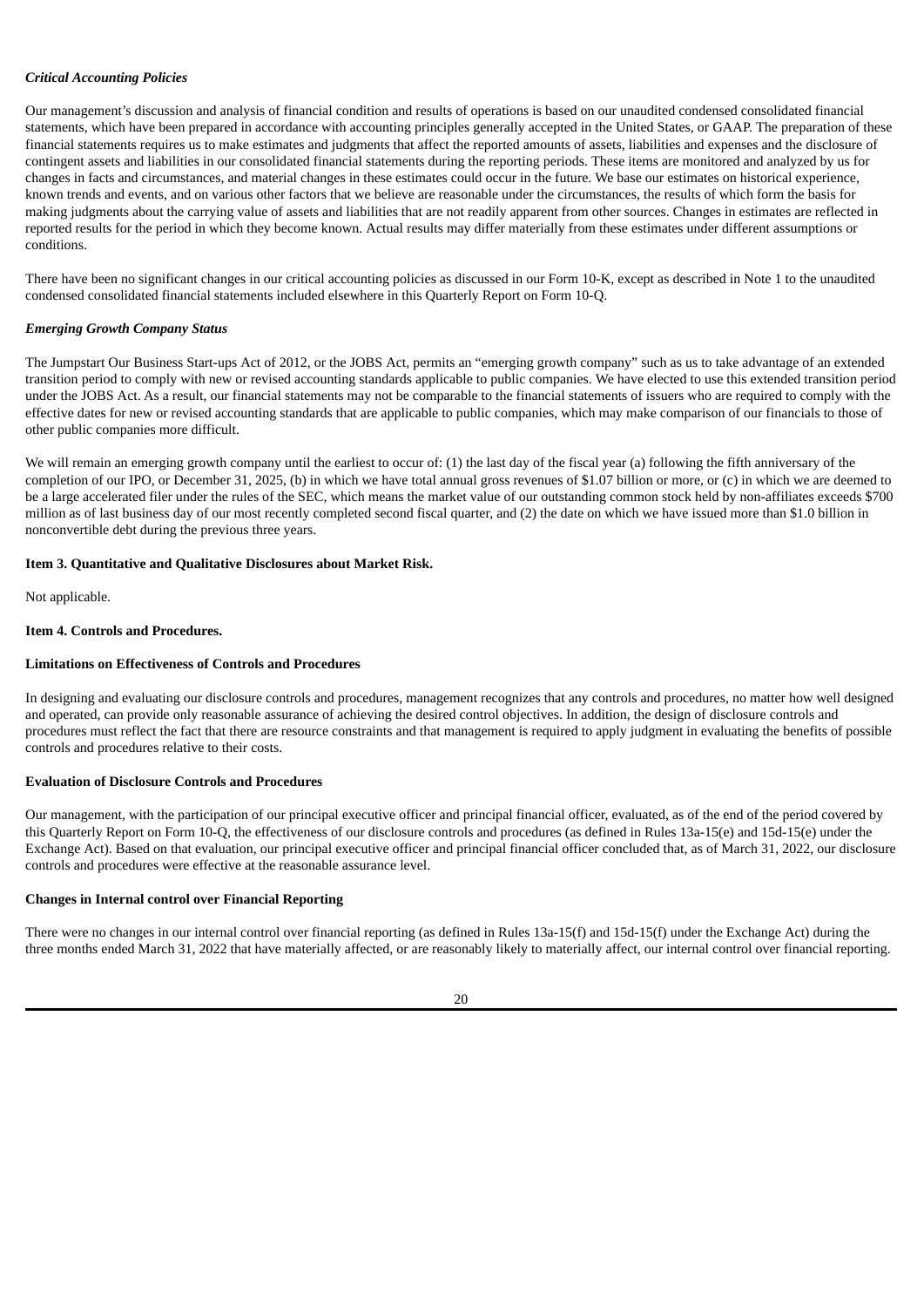***Critical Accounting Policies***

Our management's discussion and analysis of financial condition and results of operations is based on our unaudited condensed consolidated financial statements, which have been prepared in accordance with accounting principles generally accepted in the United States, or GAAP. The preparation of these financial statements requires us to make estimates and judgments that affect the reported amounts of assets, liabilities and expenses and the disclosure of contingent assets and liabilities in our consolidated financial statements during the reporting periods. These items are monitored and analyzed by us for changes in facts and circumstances, and material changes in these estimates could occur in the future. We base our estimates on historical experience, known trends and events, and on various other factors that we believe are reasonable under the circumstances, the results of which form the basis for making judgments about the carrying value of assets and liabilities that are not readily apparent from other sources. Changes in estimates are reflected in reported results for the period in which they become known. Actual results may differ materially from these estimates under different assumptions or conditions.

There have been no significant changes in our critical accounting policies as discussed in our Form 10-K, except as described in Note 1 to the unaudited condensed consolidated financial statements included elsewhere in this Quarterly Report on Form 10-Q.

***Emerging Growth Company Status***

The Jumpstart Our Business Start-ups Act of 2012, or the JOBS Act, permits an "emerging growth company" such as us to take advantage of an extended transition period to comply with new or revised accounting standards applicable to public companies. We have elected to use this extended transition period under the JOBS Act. As a result, our financial statements may not be comparable to the financial statements of issuers who are required to comply with the effective dates for new or revised accounting standards that are applicable to public companies, which may make comparison of our financials to those of other public companies more difficult.

We will remain an emerging growth company until the earliest to occur of: (1) the last day of the fiscal year (a) following the fifth anniversary of the completion of our IPO, or December 31, 2025, (b) in which we have total annual gross revenues of $1.07 billion or more, or (c) in which we are deemed to be a large accelerated filer under the rules of the SEC, which means the market value of our outstanding common stock held by non-affiliates exceeds $700 million as of last business day of our most recently completed second fiscal quarter, and (2) the date on which we have issued more than $1.0 billion in nonconvertible debt during the previous three years.

**Item 3. Quantitative and Qualitative Disclosures about Market Risk.**

Not applicable.

**Item 4. Controls and Procedures.**

**Limitations on Effectiveness of Controls and Procedures**

In designing and evaluating our disclosure controls and procedures, management recognizes that any controls and procedures, no matter how well designed and operated, can provide only reasonable assurance of achieving the desired control objectives. In addition, the design of disclosure controls and procedures must reflect the fact that there are resource constraints and that management is required to apply judgment in evaluating the benefits of possible controls and procedures relative to their costs.

**Evaluation of Disclosure Controls and Procedures**

Our management, with the participation of our principal executive officer and principal financial officer, evaluated, as of the end of the period covered by this Quarterly Report on Form 10-Q, the effectiveness of our disclosure controls and procedures (as defined in Rules 13a-15(e) and 15d-15(e) under the Exchange Act). Based on that evaluation, our principal executive officer and principal financial officer concluded that, as of March 31, 2022, our disclosure controls and procedures were effective at the reasonable assurance level.

**Changes in Internal control over Financial Reporting**

There were no changes in our internal control over financial reporting (as defined in Rules 13a-15(f) and 15d-15(f) under the Exchange Act) during the three months ended March 31, 2022 that have materially affected, or are reasonably likely to materially affect, our internal control over financial reporting.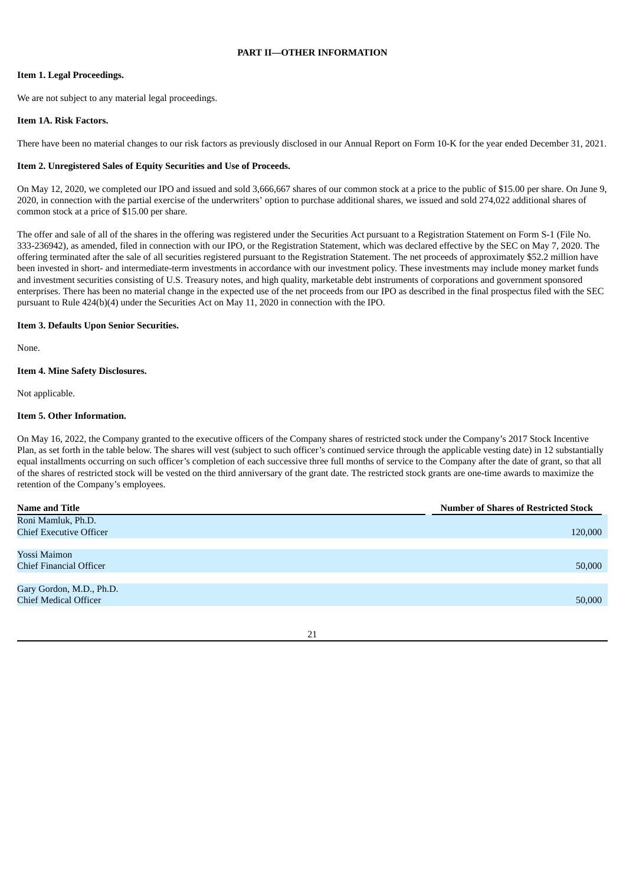## PART II—OTHER INFORMATION

### Item 1. Legal Proceedings.

We are not subject to any material legal proceedings.

### Item 1A. Risk Factors.

There have been no material changes to our risk factors as previously disclosed in our Annual Report on Form 10-K for the year ended December 31, 2021.

### Item 2. Unregistered Sales of Equity Securities and Use of Proceeds.

On May 12, 2020, we completed our IPO and issued and sold 3,666,667 shares of our common stock at a price to the public of $15.00 per share. On June 9, 2020, in connection with the partial exercise of the underwriters' option to purchase additional shares, we issued and sold 274,022 additional shares of common stock at a price of $15.00 per share.

The offer and sale of all of the shares in the offering was registered under the Securities Act pursuant to a Registration Statement on Form S-1 (File No. 333-236942), as amended, filed in connection with our IPO, or the Registration Statement, which was declared effective by the SEC on May 7, 2020. The offering terminated after the sale of all securities registered pursuant to the Registration Statement. The net proceeds of approximately $52.2 million have been invested in short- and intermediate-term investments in accordance with our investment policy. These investments may include money market funds and investment securities consisting of U.S. Treasury notes, and high quality, marketable debt instruments of corporations and government sponsored enterprises. There has been no material change in the expected use of the net proceeds from our IPO as described in the final prospectus filed with the SEC pursuant to Rule 424(b)(4) under the Securities Act on May 11, 2020 in connection with the IPO.

### Item 3. Defaults Upon Senior Securities.

None.

### Item 4. Mine Safety Disclosures.

Not applicable.

### Item 5. Other Information.

On May 16, 2022, the Company granted to the executive officers of the Company shares of restricted stock under the Company's 2017 Stock Incentive Plan, as set forth in the table below. The shares will vest (subject to such officer's continued service through the applicable vesting date) in 12 substantially equal installments occurring on such officer's completion of each successive three full months of service to the Company after the date of grant, so that all of the shares of restricted stock will be vested on the third anniversary of the grant date. The restricted stock grants are one-time awards to maximize the retention of the Company's employees.

| Name and Title | Number of Shares of Restricted Stock |
|---|---|
| Roni Mamluk, Ph.D.<br>Chief Executive Officer | 120,000 |
| Yossi Maimon<br>Chief Financial Officer | 50,000 |
| Gary Gordon, M.D., Ph.D.<br>Chief Medical Officer | 50,000 |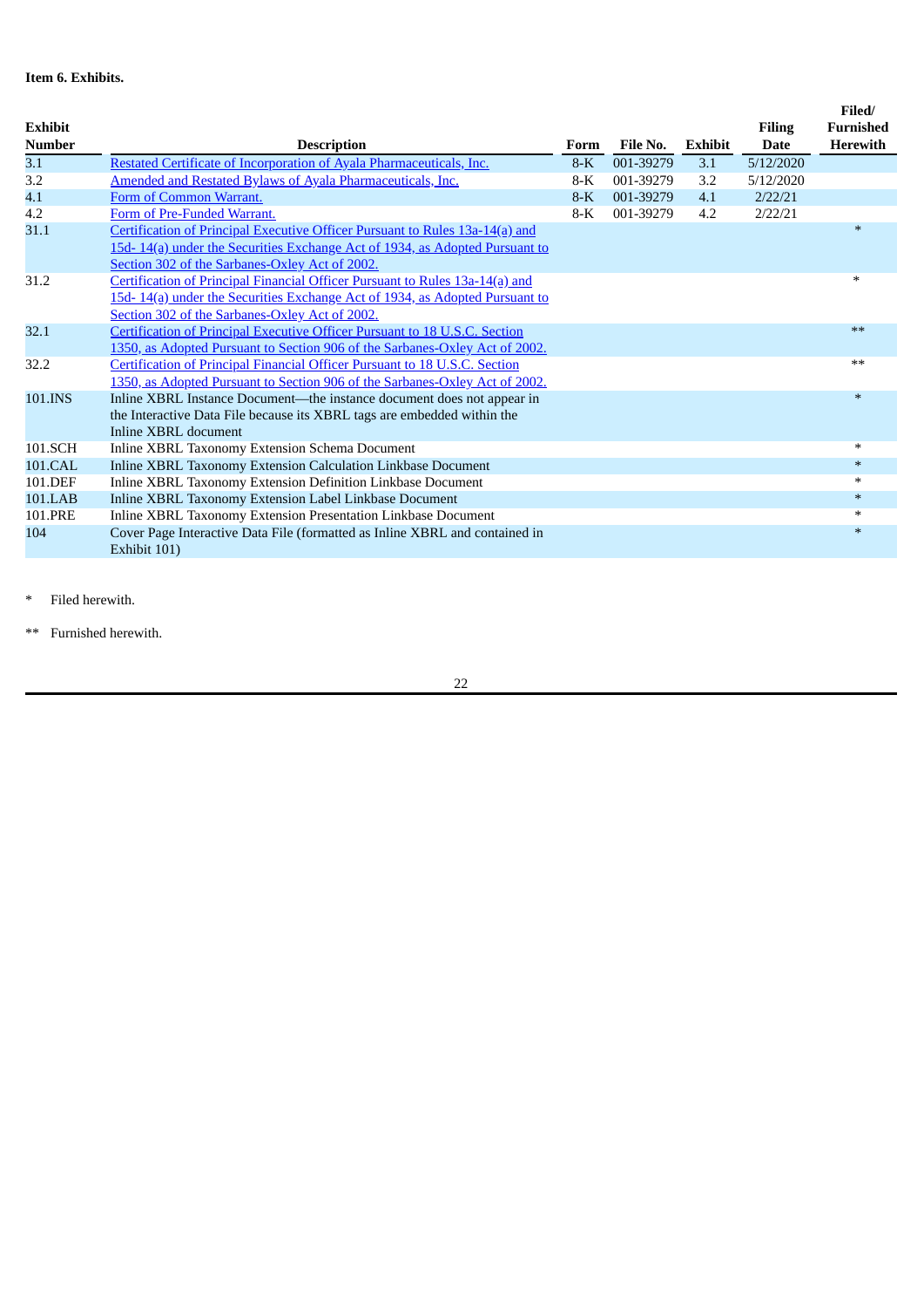**Item 6. Exhibits.**

| Exhibit Number | Description | Form | File No. | Exhibit | Filing Date | Filed/ Furnished Herewith |
|---|---|---|---|---|---|---|
| 3.1 | Restated Certificate of Incorporation of Ayala Pharmaceuticals, Inc. | 8-K | 001-39279 | 3.1 | 5/12/2020 | |
| 3.2 | Amended and Restated Bylaws of Ayala Pharmaceuticals, Inc. | 8-K | 001-39279 | 3.2 | 5/12/2020 | |
| 4.1 | Form of Common Warrant. | 8-K | 001-39279 | 4.1 | 2/22/21 | |
| 4.2 | Form of Pre-Funded Warrant. | 8-K | 001-39279 | 4.2 | 2/22/21 | |
| 31.1 | Certification of Principal Executive Officer Pursuant to Rules 13a-14(a) and 15d- 14(a) under the Securities Exchange Act of 1934, as Adopted Pursuant to Section 302 of the Sarbanes-Oxley Act of 2002. | | | | | * |
| 31.2 | Certification of Principal Financial Officer Pursuant to Rules 13a-14(a) and 15d- 14(a) under the Securities Exchange Act of 1934, as Adopted Pursuant to Section 302 of the Sarbanes-Oxley Act of 2002. | | | | | * |
| 32.1 | Certification of Principal Executive Officer Pursuant to 18 U.S.C. Section 1350, as Adopted Pursuant to Section 906 of the Sarbanes-Oxley Act of 2002. | | | | | ** |
| 32.2 | Certification of Principal Financial Officer Pursuant to 18 U.S.C. Section 1350, as Adopted Pursuant to Section 906 of the Sarbanes-Oxley Act of 2002. | | | | | ** |
| 101.INS | Inline XBRL Instance Document—the instance document does not appear in the Interactive Data File because its XBRL tags are embedded within the Inline XBRL document | | | | | * |
| 101.SCH | Inline XBRL Taxonomy Extension Schema Document | | | | | * |
| 101.CAL | Inline XBRL Taxonomy Extension Calculation Linkbase Document | | | | | * |
| 101.DEF | Inline XBRL Taxonomy Extension Definition Linkbase Document | | | | | * |
| 101.LAB | Inline XBRL Taxonomy Extension Label Linkbase Document | | | | | * |
| 101.PRE | Inline XBRL Taxonomy Extension Presentation Linkbase Document | | | | | * |
| 104 | Cover Page Interactive Data File (formatted as Inline XBRL and contained in Exhibit 101) | | | | | * |

\* Filed herewith.

\*\* Furnished herewith.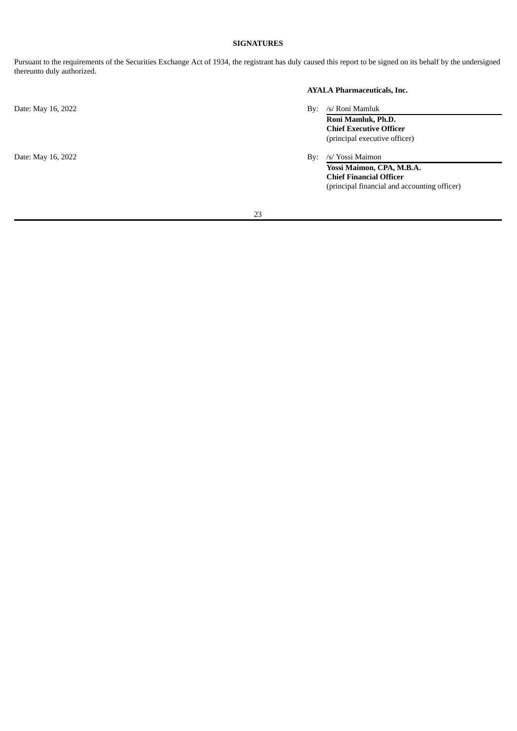**SIGNATURES**

Pursuant to the requirements of the Securities Exchange Act of 1934, the registrant has duly caused this report to be signed on its behalf by the undersigned thereunto duly authorized.

**AYALA Pharmaceuticals, Inc.**

Date: May 16, 2022

By: /s/ Roni Mamluk

**Roni Mamluk, Ph.D.**
**Chief Executive Officer**
(principal executive officer)

Date: May 16, 2022

By: /s/ Yossi Maimon

**Yossi Maimon, CPA, M.B.A.**
**Chief Financial Officer**
(principal financial and accounting officer)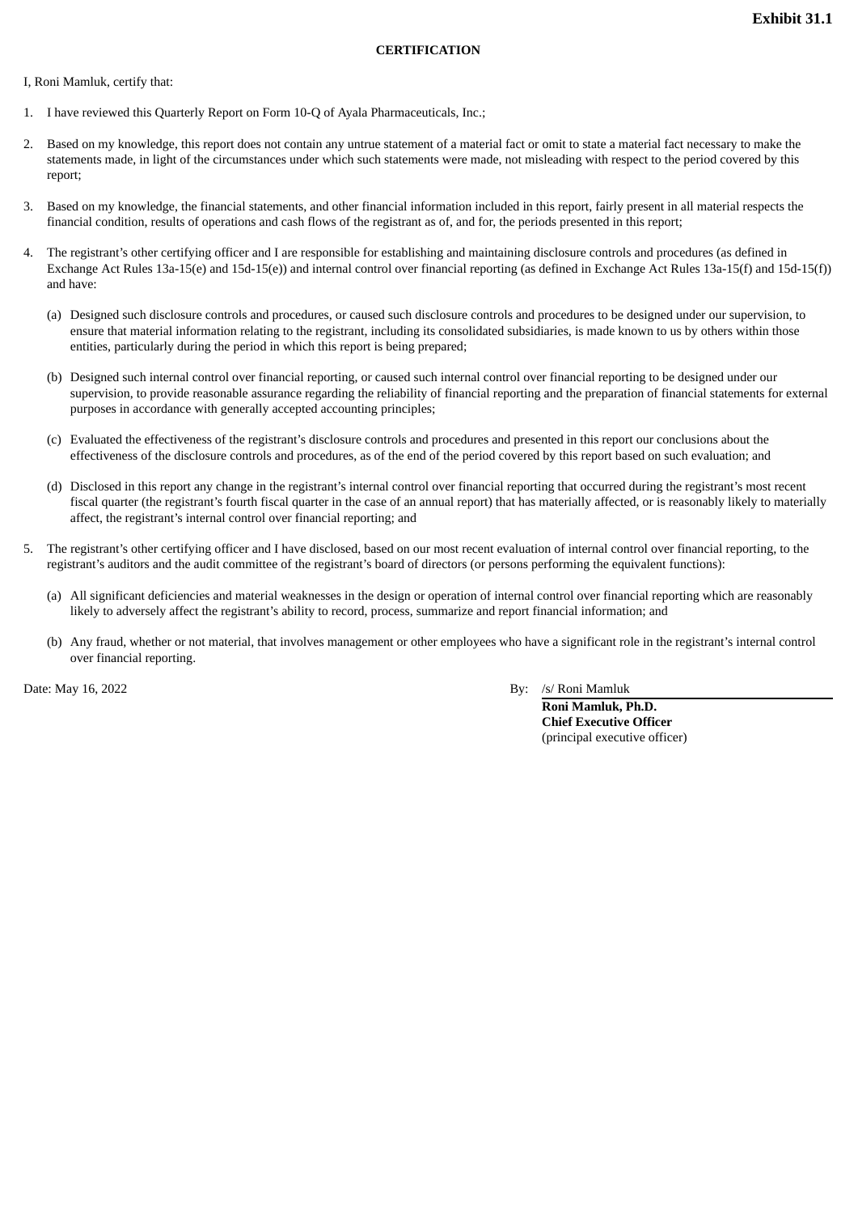**Exhibit 31.1**

**CERTIFICATION**

I, Roni Mamluk, certify that:

1. I have reviewed this Quarterly Report on Form 10-Q of Ayala Pharmaceuticals, Inc.;

2. Based on my knowledge, this report does not contain any untrue statement of a material fact or omit to state a material fact necessary to make the statements made, in light of the circumstances under which such statements were made, not misleading with respect to the period covered by this report;

3. Based on my knowledge, the financial statements, and other financial information included in this report, fairly present in all material respects the financial condition, results of operations and cash flows of the registrant as of, and for, the periods presented in this report;

4. The registrant's other certifying officer and I are responsible for establishing and maintaining disclosure controls and procedures (as defined in Exchange Act Rules 13a-15(e) and 15d-15(e)) and internal control over financial reporting (as defined in Exchange Act Rules 13a-15(f) and 15d-15(f)) and have:

   (a) Designed such disclosure controls and procedures, or caused such disclosure controls and procedures to be designed under our supervision, to ensure that material information relating to the registrant, including its consolidated subsidiaries, is made known to us by others within those entities, particularly during the period in which this report is being prepared;

   (b) Designed such internal control over financial reporting, or caused such internal control over financial reporting to be designed under our supervision, to provide reasonable assurance regarding the reliability of financial reporting and the preparation of financial statements for external purposes in accordance with generally accepted accounting principles;

   (c) Evaluated the effectiveness of the registrant's disclosure controls and procedures and presented in this report our conclusions about the effectiveness of the disclosure controls and procedures, as of the end of the period covered by this report based on such evaluation; and

   (d) Disclosed in this report any change in the registrant's internal control over financial reporting that occurred during the registrant's most recent fiscal quarter (the registrant's fourth fiscal quarter in the case of an annual report) that has materially affected, or is reasonably likely to materially affect, the registrant's internal control over financial reporting; and

5. The registrant's other certifying officer and I have disclosed, based on our most recent evaluation of internal control over financial reporting, to the registrant's auditors and the audit committee of the registrant's board of directors (or persons performing the equivalent functions):

   (a) All significant deficiencies and material weaknesses in the design or operation of internal control over financial reporting which are reasonably likely to adversely affect the registrant's ability to record, process, summarize and report financial information; and

   (b) Any fraud, whether or not material, that involves management or other employees who have a significant role in the registrant's internal control over financial reporting.

Date: May 16, 2022

By: /s/ Roni Mamluk

**Roni Mamluk, Ph.D.**
**Chief Executive Officer**
(principal executive officer)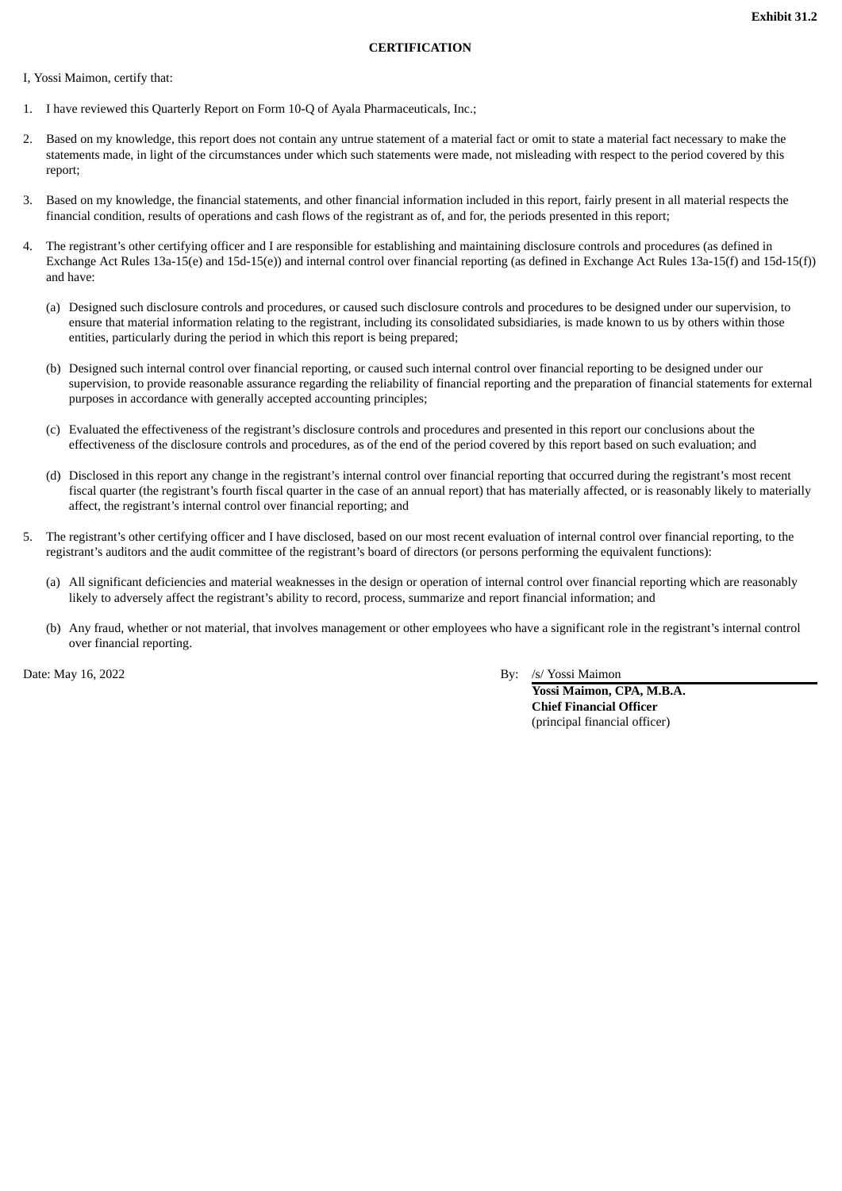**Exhibit 31.2**

**CERTIFICATION**

I, Yossi Maimon, certify that:

1. I have reviewed this Quarterly Report on Form 10-Q of Ayala Pharmaceuticals, Inc.;

2. Based on my knowledge, this report does not contain any untrue statement of a material fact or omit to state a material fact necessary to make the statements made, in light of the circumstances under which such statements were made, not misleading with respect to the period covered by this report;

3. Based on my knowledge, the financial statements, and other financial information included in this report, fairly present in all material respects the financial condition, results of operations and cash flows of the registrant as of, and for, the periods presented in this report;

4. The registrant's other certifying officer and I are responsible for establishing and maintaining disclosure controls and procedures (as defined in Exchange Act Rules 13a-15(e) and 15d-15(e)) and internal control over financial reporting (as defined in Exchange Act Rules 13a-15(f) and 15d-15(f)) and have:

   (a) Designed such disclosure controls and procedures, or caused such disclosure controls and procedures to be designed under our supervision, to ensure that material information relating to the registrant, including its consolidated subsidiaries, is made known to us by others within those entities, particularly during the period in which this report is being prepared;

   (b) Designed such internal control over financial reporting, or caused such internal control over financial reporting to be designed under our supervision, to provide reasonable assurance regarding the reliability of financial reporting and the preparation of financial statements for external purposes in accordance with generally accepted accounting principles;

   (c) Evaluated the effectiveness of the registrant's disclosure controls and procedures and presented in this report our conclusions about the effectiveness of the disclosure controls and procedures, as of the end of the period covered by this report based on such evaluation; and

   (d) Disclosed in this report any change in the registrant's internal control over financial reporting that occurred during the registrant's most recent fiscal quarter (the registrant's fourth fiscal quarter in the case of an annual report) that has materially affected, or is reasonably likely to materially affect, the registrant's internal control over financial reporting; and

5. The registrant's other certifying officer and I have disclosed, based on our most recent evaluation of internal control over financial reporting, to the registrant's auditors and the audit committee of the registrant's board of directors (or persons performing the equivalent functions):

   (a) All significant deficiencies and material weaknesses in the design or operation of internal control over financial reporting which are reasonably likely to adversely affect the registrant's ability to record, process, summarize and report financial information; and

   (b) Any fraud, whether or not material, that involves management or other employees who have a significant role in the registrant's internal control over financial reporting.

Date: May 16, 2022

By: /s/ Yossi Maimon
**Yossi Maimon, CPA, M.B.A.**
**Chief Financial Officer**
(principal financial officer)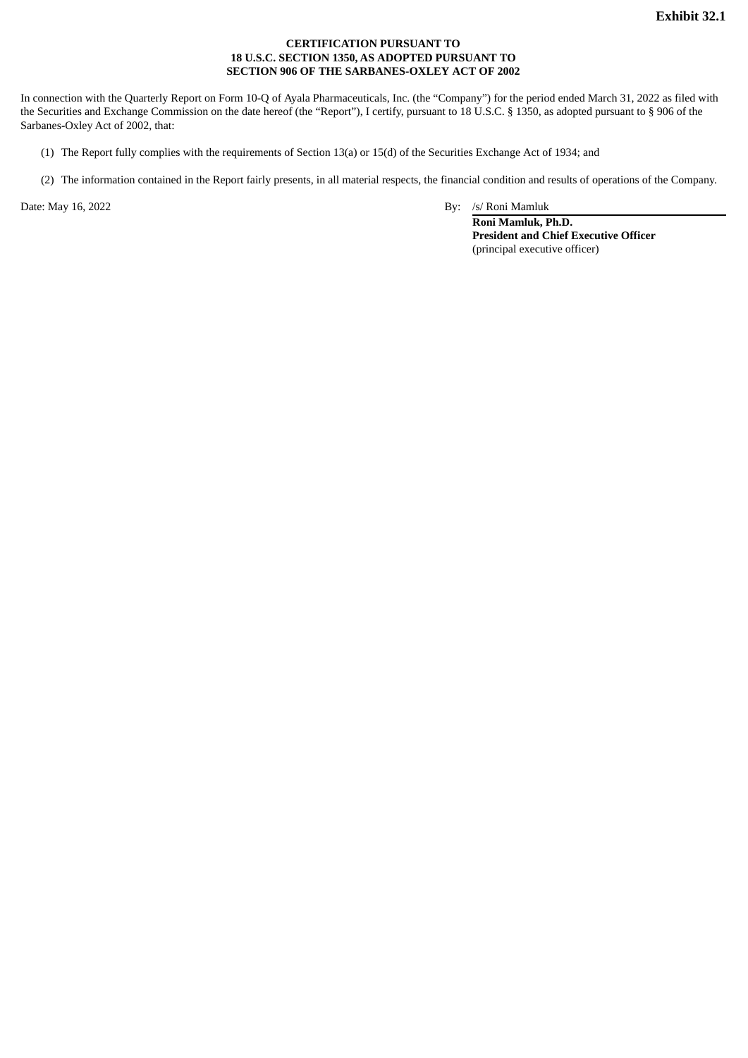**Exhibit 32.1**

**CERTIFICATION PURSUANT TO
18 U.S.C. SECTION 1350, AS ADOPTED PURSUANT TO
SECTION 906 OF THE SARBANES-OXLEY ACT OF 2002**

In connection with the Quarterly Report on Form 10-Q of Ayala Pharmaceuticals, Inc. (the "Company") for the period ended March 31, 2022 as filed with the Securities and Exchange Commission on the date hereof (the "Report"), I certify, pursuant to 18 U.S.C. § 1350, as adopted pursuant to § 906 of the Sarbanes-Oxley Act of 2002, that:

(1) The Report fully complies with the requirements of Section 13(a) or 15(d) of the Securities Exchange Act of 1934; and

(2) The information contained in the Report fairly presents, in all material respects, the financial condition and results of operations of the Company.

Date: May 16, 2022

By: /s/ Roni Mamluk

**Roni Mamluk, Ph.D.**
**President and Chief Executive Officer**
(principal executive officer)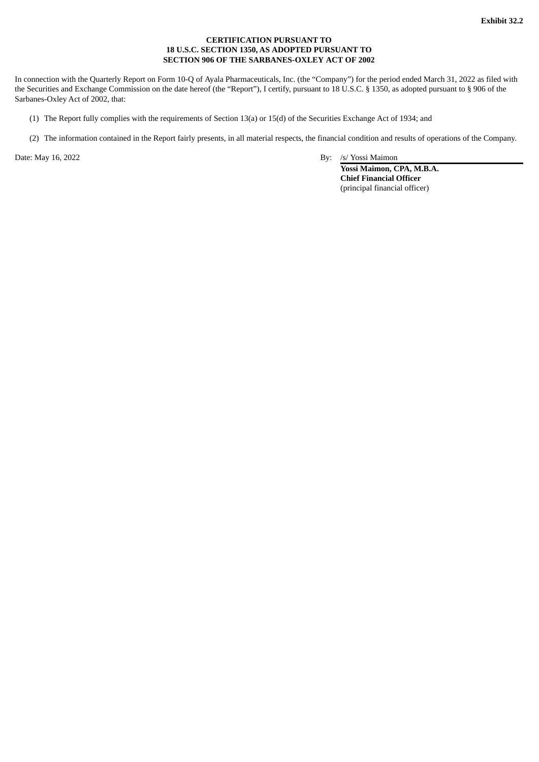**Exhibit 32.2**

**CERTIFICATION PURSUANT TO
18 U.S.C. SECTION 1350, AS ADOPTED PURSUANT TO
SECTION 906 OF THE SARBANES-OXLEY ACT OF 2002**

In connection with the Quarterly Report on Form 10-Q of Ayala Pharmaceuticals, Inc. (the "Company") for the period ended March 31, 2022 as filed with the Securities and Exchange Commission on the date hereof (the "Report"), I certify, pursuant to 18 U.S.C. § 1350, as adopted pursuant to § 906 of the Sarbanes-Oxley Act of 2002, that:

(1) The Report fully complies with the requirements of Section 13(a) or 15(d) of the Securities Exchange Act of 1934; and

(2) The information contained in the Report fairly presents, in all material respects, the financial condition and results of operations of the Company.

Date: May 16, 2022

By: /s/ Yossi Maimon
**Yossi Maimon, CPA, M.B.A.**
**Chief Financial Officer**
(principal financial officer)